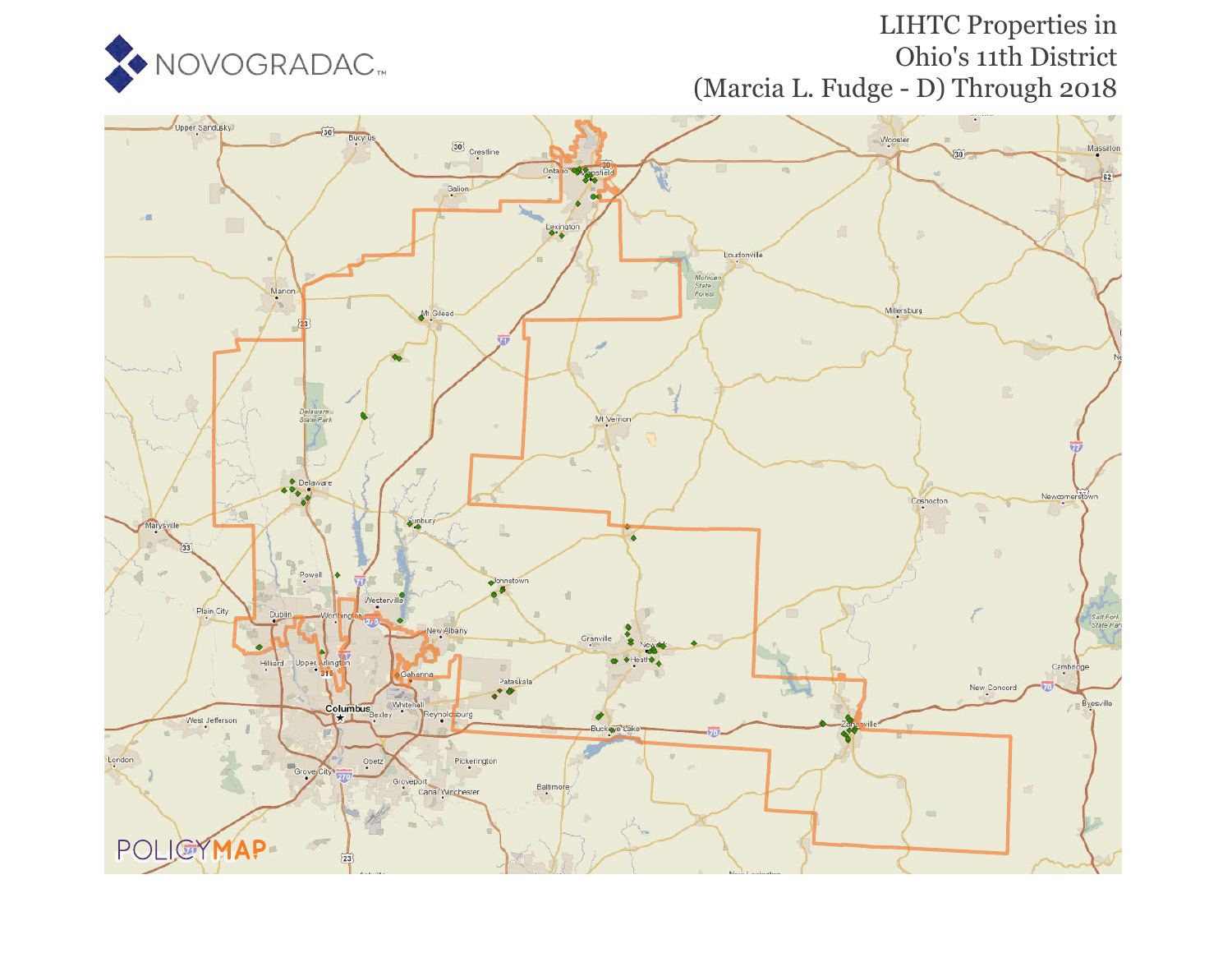NOVOGRADAC

# LIHTC Properties in Ohio's 11th District (Marcia L. Fudge - D) Through 2018

Upper Sandusky
Bucyrus
Crestline
Galion
Ontario
Mansfield
Lexington
Loudonville
Mohican State Forest
Wooster
Massillon
Marion
Mt Gilead
Millersburg
Delaware State Park
Mt Vernon
Delaware
Coshocton
Newcomerstown
Marysville
Sunbury
Powell
Johnstown
Westerville
Plain City
Dublin
Worthington
New Albany
Granville
Newark
Hilliard
Upper Arlington
Heath
Gahanna
Pataskala
Columbus
Whitehall
Bexley
Reynoldsburg
Buckeye Lake
Zanesville
New Concord
Cambridge
Byesville
Salt Fork State Park
West Jefferson
London
Grove City
Obetz
Groveport
Canal Winchester
Pickerington
Baltimore
New Lexington

POLICYMAP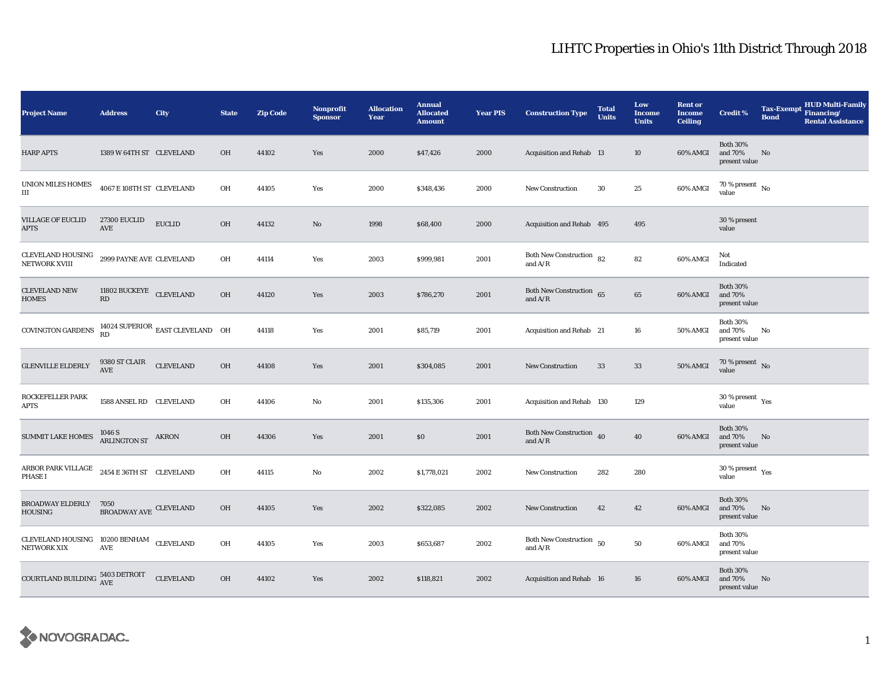# LIHTC Properties in Ohio's 11th District Through 2018

| Project Name | Address | City | State | Zip Code | Nonprofit Sponsor | Allocation Year | Annual Allocated Amount | Year PIS | Construction Type | Total Units | Low Income Units | Rent or Income Ceiling | Credit % | Tax-Exempt Bond | HUD Multi-Family Financing/ Rental Assistance |
|---|---|---|---|---|---|---|---|---|---|---|---|---|---|---|---|
| HARP APTS | 1389 W 64TH ST | CLEVELAND | OH | 44102 | Yes | 2000 | $47,426 | 2000 | Acquisition and Rehab | 13 | 10 | 60% AMGI | Both 30% and 70% present value | No | |
| UNION MILES HOMES III | 4067 E 108TH ST | CLEVELAND | OH | 44105 | Yes | 2000 | $348,436 | 2000 | New Construction | 30 | 25 | 60% AMGI | 70 % present value | No | |
| VILLAGE OF EUCLID APTS | 27300 EUCLID AVE | EUCLID | OH | 44132 | No | 1998 | $68,400 | 2000 | Acquisition and Rehab | 495 | 495 | | 30 % present value | | |
| CLEVELAND HOUSING NETWORK XVIII | 2999 PAYNE AVE | CLEVELAND | OH | 44114 | Yes | 2003 | $999,981 | 2001 | Both New Construction and A/R | 82 | 82 | 60% AMGI | Not Indicated | | |
| CLEVELAND NEW HOMES | 11802 BUCKEYE RD | CLEVELAND | OH | 44120 | Yes | 2003 | $786,270 | 2001 | Both New Construction and A/R | 65 | 65 | 60% AMGI | Both 30% and 70% present value | | |
| COVINGTON GARDENS | 14024 SUPERIOR RD | EAST CLEVELAND | OH | 44118 | Yes | 2001 | $85,719 | 2001 | Acquisition and Rehab | 21 | 16 | 50% AMGI | Both 30% and 70% present value | No | |
| GLENVILLE ELDERLY | 9380 ST CLAIR AVE | CLEVELAND | OH | 44108 | Yes | 2001 | $304,085 | 2001 | New Construction | 33 | 33 | 50% AMGI | 70 % present value | No | |
| ROCKEFELLER PARK APTS | 1588 ANSEL RD | CLEVELAND | OH | 44106 | No | 2001 | $135,306 | 2001 | Acquisition and Rehab | 130 | 129 | | 30 % present value | Yes | |
| SUMMIT LAKE HOMES | 1046 S ARLINGTON ST | AKRON | OH | 44306 | Yes | 2001 | $0 | 2001 | Both New Construction and A/R | 40 | 40 | 60% AMGI | Both 30% and 70% present value | No | |
| ARBOR PARK VILLAGE PHASE I | 2454 E 36TH ST | CLEVELAND | OH | 44115 | No | 2002 | $1,778,021 | 2002 | New Construction | 282 | 280 | | 30 % present value | Yes | |
| BROADWAY ELDERLY HOUSING | 7050 BROADWAY AVE | CLEVELAND | OH | 44105 | Yes | 2002 | $322,085 | 2002 | New Construction | 42 | 42 | 60% AMGI | Both 30% and 70% present value | No | |
| CLEVELAND HOUSING NETWORK XIX | 10200 BENHAM AVE | CLEVELAND | OH | 44105 | Yes | 2003 | $653,687 | 2002 | Both New Construction and A/R | 50 | 50 | 60% AMGI | Both 30% and 70% present value | | |
| COURTLAND BUILDING | 5403 DETROIT AVE | CLEVELAND | OH | 44102 | Yes | 2002 | $118,821 | 2002 | Acquisition and Rehab | 16 | 16 | 60% AMGI | Both 30% and 70% present value | No | |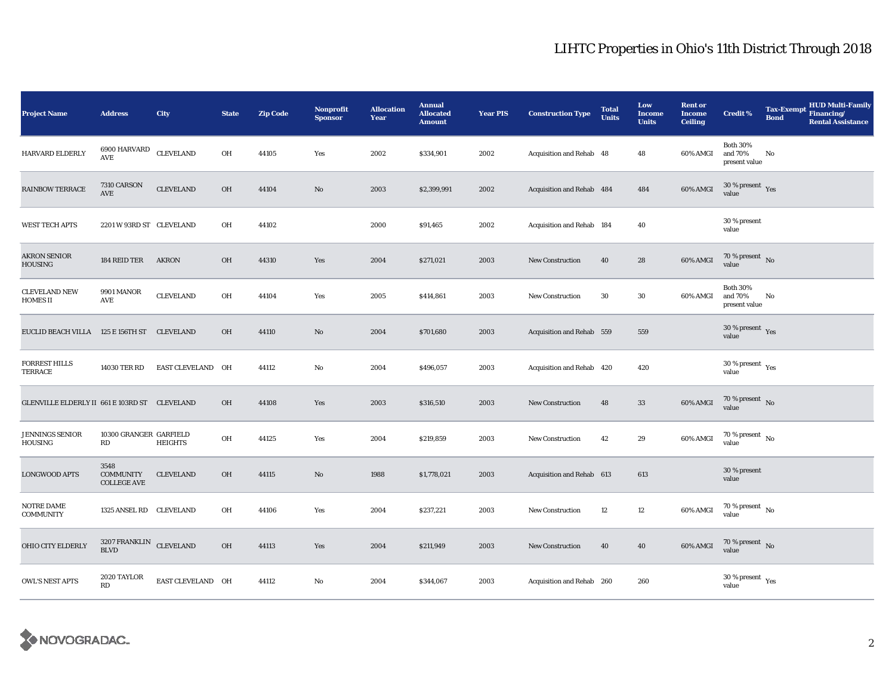# LIHTC Properties in Ohio's 11th District Through 2018

| Project Name | Address | City | State | Zip Code | Nonprofit Sponsor | Allocation Year | Annual Allocated Amount | Year PIS | Construction Type | Total Units | Low Income Units | Rent or Income Ceiling | Credit % | Tax-Exempt Bond | HUD Multi-Family Financing/ Rental Assistance |
|---|---|---|---|---|---|---|---|---|---|---|---|---|---|---|---|
| HARVARD ELDERLY | 6900 HARVARD AVE | CLEVELAND | OH | 44105 | Yes | 2002 | $334,901 | 2002 | Acquisition and Rehab | 48 | 48 | 60% AMGI | Both 30% and 70% present value | No | |
| RAINBOW TERRACE | 7310 CARSON AVE | CLEVELAND | OH | 44104 | No | 2003 | $2,399,991 | 2002 | Acquisition and Rehab | 484 | 484 | 60% AMGI | 30 % present value | Yes | |
| WEST TECH APTS | 2201 W 93RD ST | CLEVELAND | OH | 44102 | | 2000 | $91,465 | 2002 | Acquisition and Rehab | 184 | 40 | | 30 % present value | | |
| AKRON SENIOR HOUSING | 184 REID TER | AKRON | OH | 44310 | Yes | 2004 | $271,021 | 2003 | New Construction | 40 | 28 | 60% AMGI | 70 % present value | No | |
| CLEVELAND NEW HOMES II | 9901 MANOR AVE | CLEVELAND | OH | 44104 | Yes | 2005 | $414,861 | 2003 | New Construction | 30 | 30 | 60% AMGI | Both 30% and 70% present value | No | |
| EUCLID BEACH VILLA | 125 E 156TH ST | CLEVELAND | OH | 44110 | No | 2004 | $701,680 | 2003 | Acquisition and Rehab | 559 | 559 | | 30 % present value | Yes | |
| FORREST HILLS TERRACE | 14030 TER RD | EAST CLEVELAND | OH | 44112 | No | 2004 | $496,057 | 2003 | Acquisition and Rehab | 420 | 420 | | 30 % present value | Yes | |
| GLENVILLE ELDERLY II | 661 E 103RD ST | CLEVELAND | OH | 44108 | Yes | 2003 | $316,510 | 2003 | New Construction | 48 | 33 | 60% AMGI | 70 % present value | No | |
| JENNINGS SENIOR HOUSING | 10300 GRANGER RD | GARFIELD HEIGHTS | OH | 44125 | Yes | 2004 | $219,859 | 2003 | New Construction | 42 | 29 | 60% AMGI | 70 % present value | No | |
| LONGWOOD APTS | 3548 COMMUNITY COLLEGE AVE | CLEVELAND | OH | 44115 | No | 1988 | $1,778,021 | 2003 | Acquisition and Rehab | 613 | 613 | | 30 % present value | | |
| NOTRE DAME COMMUNITY | 1325 ANSEL RD | CLEVELAND | OH | 44106 | Yes | 2004 | $237,221 | 2003 | New Construction | 12 | 12 | 60% AMGI | 70 % present value | No | |
| OHIO CITY ELDERLY | 3207 FRANKLIN BLVD | CLEVELAND | OH | 44113 | Yes | 2004 | $211,949 | 2003 | New Construction | 40 | 40 | 60% AMGI | 70 % present value | No | |
| OWL'S NEST APTS | 2020 TAYLOR RD | EAST CLEVELAND | OH | 44112 | No | 2004 | $344,067 | 2003 | Acquisition and Rehab | 260 | 260 | | 30 % present value | Yes | |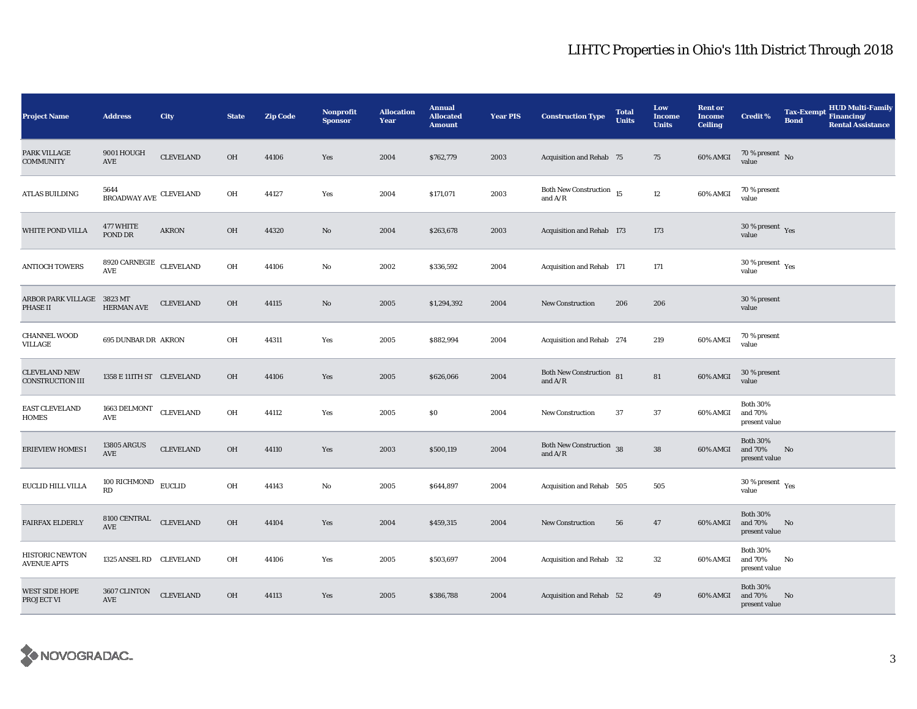# LIHTC Properties in Ohio's 11th District Through 2018

| Project Name | Address | City | State | Zip Code | Nonprofit Sponsor | Allocation Year | Annual Allocated Amount | Year PIS | Construction Type | Total Units | Low Income Units | Rent or Income Ceiling | Credit % | Tax-Exempt Bond | HUD Multi-Family Financing/ Rental Assistance |
|---|---|---|---|---|---|---|---|---|---|---|---|---|---|---|---|
| PARK VILLAGE COMMUNITY | 9001 HOUGH AVE | CLEVELAND | OH | 44106 | Yes | 2004 | $762,779 | 2003 | Acquisition and Rehab | 75 | 75 | 60% AMGI | 70 % present value | No | |
| ATLAS BUILDING | 5644 BROADWAY AVE | CLEVELAND | OH | 44127 | Yes | 2004 | $171,071 | 2003 | Both New Construction and A/R | 15 | 12 | 60% AMGI | 70 % present value | | |
| WHITE POND VILLA | 477 WHITE POND DR | AKRON | OH | 44320 | No | 2004 | $263,678 | 2003 | Acquisition and Rehab | 173 | 173 | | 30 % present value | Yes | |
| ANTIOCH TOWERS | 8920 CARNEGIE AVE | CLEVELAND | OH | 44106 | No | 2002 | $336,592 | 2004 | Acquisition and Rehab | 171 | 171 | | 30 % present value | Yes | |
| ARBOR PARK VILLAGE PHASE II | 3823 MT HERMAN AVE | CLEVELAND | OH | 44115 | No | 2005 | $1,294,392 | 2004 | New Construction | 206 | 206 | | 30 % present value | | |
| CHANNEL WOOD VILLAGE | 695 DUNBAR DR | AKRON | OH | 44311 | Yes | 2005 | $882,994 | 2004 | Acquisition and Rehab | 274 | 219 | 60% AMGI | 70 % present value | | |
| CLEVELAND NEW CONSTRUCTION III | 1358 E 111TH ST | CLEVELAND | OH | 44106 | Yes | 2005 | $626,066 | 2004 | Both New Construction and A/R | 81 | 81 | 60% AMGI | 30 % present value | | |
| EAST CLEVELAND HOMES | 1663 DELMONT AVE | CLEVELAND | OH | 44112 | Yes | 2005 | $0 | 2004 | New Construction | 37 | 37 | 60% AMGI | Both 30% and 70% present value | | |
| ERIEVIEW HOMES I | 13805 ARGUS AVE | CLEVELAND | OH | 44110 | Yes | 2003 | $500,119 | 2004 | Both New Construction and A/R | 38 | 38 | 60% AMGI | Both 30% and 70% present value | No | |
| EUCLID HILL VILLA | 100 RICHMOND RD | EUCLID | OH | 44143 | No | 2005 | $644,897 | 2004 | Acquisition and Rehab | 505 | 505 | | 30 % present value | Yes | |
| FAIRFAX ELDERLY | 8100 CENTRAL AVE | CLEVELAND | OH | 44104 | Yes | 2004 | $459,315 | 2004 | New Construction | 56 | 47 | 60% AMGI | Both 30% and 70% present value | No | |
| HISTORIC NEWTON AVENUE APTS | 1325 ANSEL RD | CLEVELAND | OH | 44106 | Yes | 2005 | $503,697 | 2004 | Acquisition and Rehab | 32 | 32 | 60% AMGI | Both 30% and 70% present value | No | |
| WEST SIDE HOPE PROJECT VI | 3607 CLINTON AVE | CLEVELAND | OH | 44113 | Yes | 2005 | $386,788 | 2004 | Acquisition and Rehab | 52 | 49 | 60% AMGI | Both 30% and 70% present value | No | |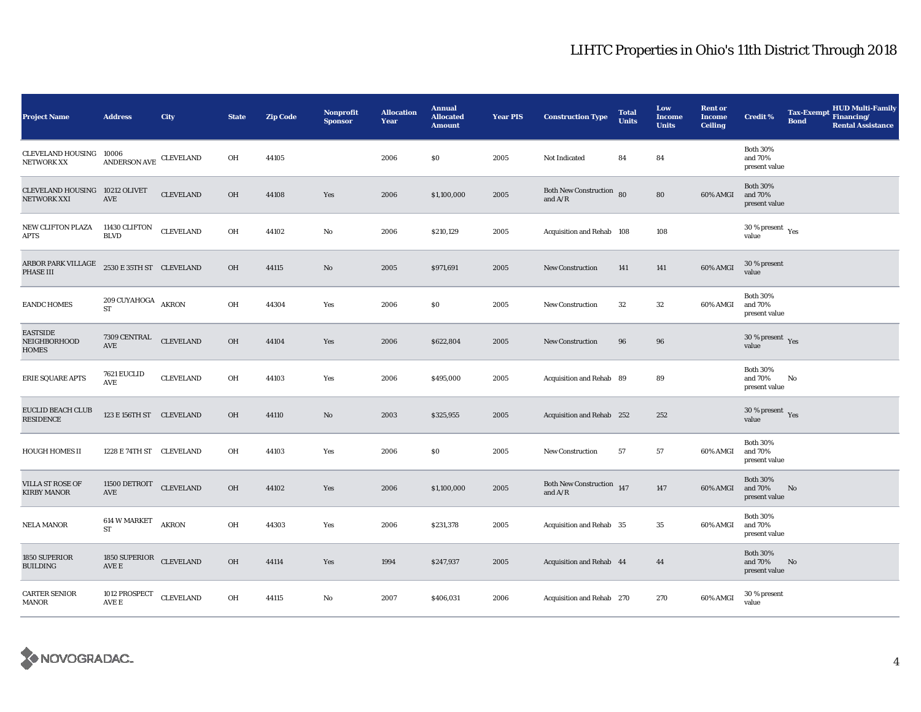# LIHTC Properties in Ohio's 11th District Through 2018

| Project Name | Address | City | State | Zip Code | Nonprofit Sponsor | Allocation Year | Annual Allocated Amount | Year PIS | Construction Type | Total Units | Low Income Units | Rent or Income Ceiling | Credit % | Tax-Exempt Bond | HUD Multi-Family Financing/ Rental Assistance |
|---|---|---|---|---|---|---|---|---|---|---|---|---|---|---|---|
| CLEVELAND HOUSING NETWORK XX | 10006 ANDERSON AVE | CLEVELAND | OH | 44105 | | 2006 | $0 | 2005 | Not Indicated | 84 | 84 | | Both 30% and 70% present value | | |
| CLEVELAND HOUSING NETWORK XXI | 10212 OLIVET AVE | CLEVELAND | OH | 44108 | Yes | 2006 | $1,100,000 | 2005 | Both New Construction and A/R | 80 | 80 | 60% AMGI | Both 30% and 70% present value | | |
| NEW CLIFTON PLAZA APTS | 11430 CLIFTON BLVD | CLEVELAND | OH | 44102 | No | 2006 | $210,129 | 2005 | Acquisition and Rehab | 108 | 108 | | 30 % present value | Yes | |
| ARBOR PARK VILLAGE PHASE III | 2530 E 35TH ST | CLEVELAND | OH | 44115 | No | 2005 | $971,691 | 2005 | New Construction | 141 | 141 | 60% AMGI | 30 % present value | | |
| EANDC HOMES | 209 CUYAHOGA ST | AKRON | OH | 44304 | Yes | 2006 | $0 | 2005 | New Construction | 32 | 32 | 60% AMGI | Both 30% and 70% present value | | |
| EASTSIDE NEIGHBORHOOD HOMES | 7309 CENTRAL AVE | CLEVELAND | OH | 44104 | Yes | 2006 | $622,804 | 2005 | New Construction | 96 | 96 | | 30 % present value | Yes | |
| ERIE SQUARE APTS | 7621 EUCLID AVE | CLEVELAND | OH | 44103 | Yes | 2006 | $495,000 | 2005 | Acquisition and Rehab | 89 | 89 | | Both 30% and 70% present value | No | |
| EUCLID BEACH CLUB RESIDENCE | 123 E 156TH ST | CLEVELAND | OH | 44110 | No | 2003 | $325,955 | 2005 | Acquisition and Rehab | 252 | 252 | | 30 % present value | Yes | |
| HOUGH HOMES II | 1228 E 74TH ST | CLEVELAND | OH | 44103 | Yes | 2006 | $0 | 2005 | New Construction | 57 | 57 | 60% AMGI | Both 30% and 70% present value | | |
| VILLA ST ROSE OF KIRBY MANOR | 11500 DETROIT AVE | CLEVELAND | OH | 44102 | Yes | 2006 | $1,100,000 | 2005 | Both New Construction and A/R | 147 | 147 | 60% AMGI | Both 30% and 70% present value | No | |
| NELA MANOR | 614 W MARKET ST | AKRON | OH | 44303 | Yes | 2006 | $231,378 | 2005 | Acquisition and Rehab | 35 | 35 | 60% AMGI | Both 30% and 70% present value | | |
| 1850 SUPERIOR BUILDING | 1850 SUPERIOR AVE E | CLEVELAND | OH | 44114 | Yes | 1994 | $247,937 | 2005 | Acquisition and Rehab | 44 | 44 | | Both 30% and 70% present value | No | |
| CARTER SENIOR MANOR | 1012 PROSPECT AVE E | CLEVELAND | OH | 44115 | No | 2007 | $406,031 | 2006 | Acquisition and Rehab | 270 | 270 | 60% AMGI | 30 % present value | | |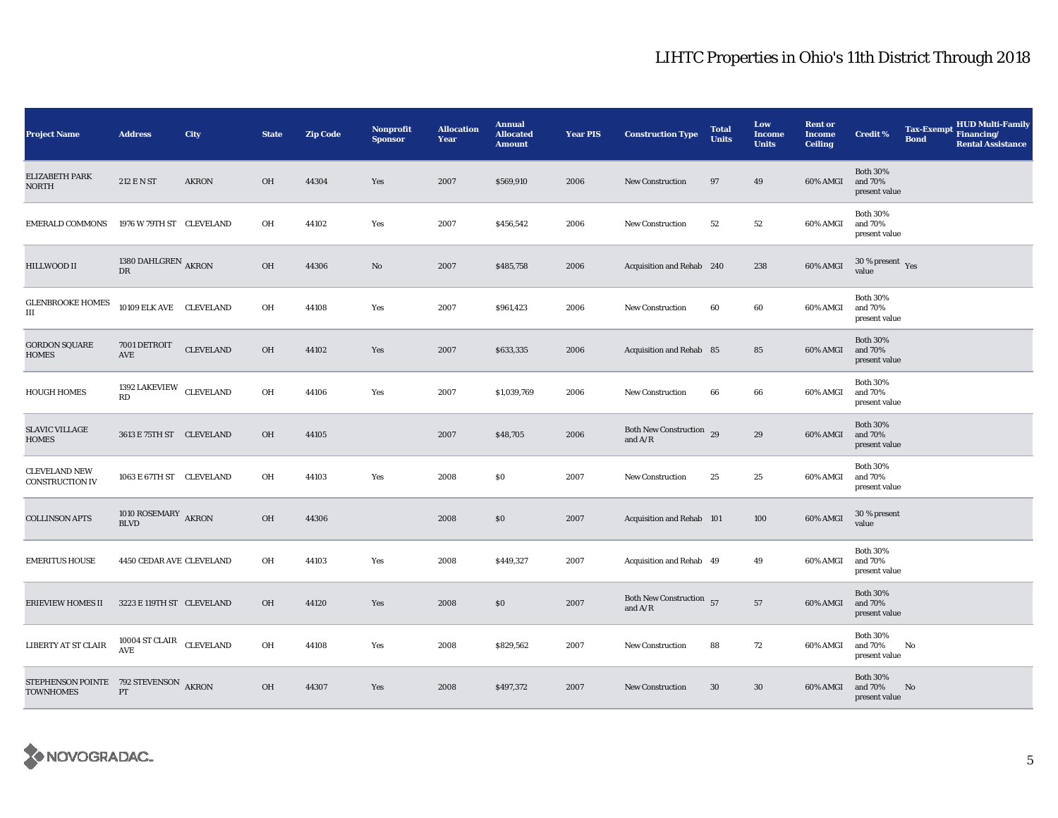## LIHTC Properties in Ohio's 11th District Through 2018

| Project Name | Address | City | State | Zip Code | Nonprofit Sponsor | Allocation Year | Annual Allocated Amount | Year PIS | Construction Type | Total Units | Low Income Units | Rent or Income Ceiling | Credit % | Tax-Exempt Bond | HUD Multi-Family Financing/ Rental Assistance |
|---|---|---|---|---|---|---|---|---|---|---|---|---|---|---|---|
| ELIZABETH PARK NORTH | 212 E N ST | AKRON | OH | 44304 | Yes | 2007 | $569,910 | 2006 | New Construction | 97 | 49 | 60% AMGI | Both 30% and 70% present value | | |
| EMERALD COMMONS | 1976 W 79TH ST | CLEVELAND | OH | 44102 | Yes | 2007 | $456,542 | 2006 | New Construction | 52 | 52 | 60% AMGI | Both 30% and 70% present value | | |
| HILLWOOD II | 1380 DAHLGREN DR | AKRON | OH | 44306 | No | 2007 | $485,758 | 2006 | Acquisition and Rehab | 240 | 238 | 60% AMGI | 30 % present value | Yes | |
| GLENBROOKE HOMES III | 10109 ELK AVE | CLEVELAND | OH | 44108 | Yes | 2007 | $961,423 | 2006 | New Construction | 60 | 60 | 60% AMGI | Both 30% and 70% present value | | |
| GORDON SQUARE HOMES | 7001 DETROIT AVE | CLEVELAND | OH | 44102 | Yes | 2007 | $633,335 | 2006 | Acquisition and Rehab | 85 | 85 | 60% AMGI | Both 30% and 70% present value | | |
| HOUGH HOMES | 1392 LAKEVIEW RD | CLEVELAND | OH | 44106 | Yes | 2007 | $1,039,769 | 2006 | New Construction | 66 | 66 | 60% AMGI | Both 30% and 70% present value | | |
| SLAVIC VILLAGE HOMES | 3613 E 75TH ST | CLEVELAND | OH | 44105 | | 2007 | $48,705 | 2006 | Both New Construction and A/R | 29 | 29 | 60% AMGI | Both 30% and 70% present value | | |
| CLEVELAND NEW CONSTRUCTION IV | 1063 E 67TH ST | CLEVELAND | OH | 44103 | Yes | 2008 | $0 | 2007 | New Construction | 25 | 25 | 60% AMGI | Both 30% and 70% present value | | |
| COLLINSON APTS | 1010 ROSEMARY BLVD | AKRON | OH | 44306 | | 2008 | $0 | 2007 | Acquisition and Rehab | 101 | 100 | 60% AMGI | 30 % present value | | |
| EMERITUS HOUSE | 4450 CEDAR AVE | CLEVELAND | OH | 44103 | Yes | 2008 | $449,327 | 2007 | Acquisition and Rehab | 49 | 49 | 60% AMGI | Both 30% and 70% present value | | |
| ERIEVIEW HOMES II | 3223 E 119TH ST | CLEVELAND | OH | 44120 | Yes | 2008 | $0 | 2007 | Both New Construction and A/R | 57 | 57 | 60% AMGI | Both 30% and 70% present value | | |
| LIBERTY AT ST CLAIR | 10004 ST CLAIR AVE | CLEVELAND | OH | 44108 | Yes | 2008 | $829,562 | 2007 | New Construction | 88 | 72 | 60% AMGI | Both 30% and 70% present value | No | |
| STEPHENSON POINTE TOWNHOMES | 792 STEVENSON PT | AKRON | OH | 44307 | Yes | 2008 | $497,372 | 2007 | New Construction | 30 | 30 | 60% AMGI | Both 30% and 70% present value | No | |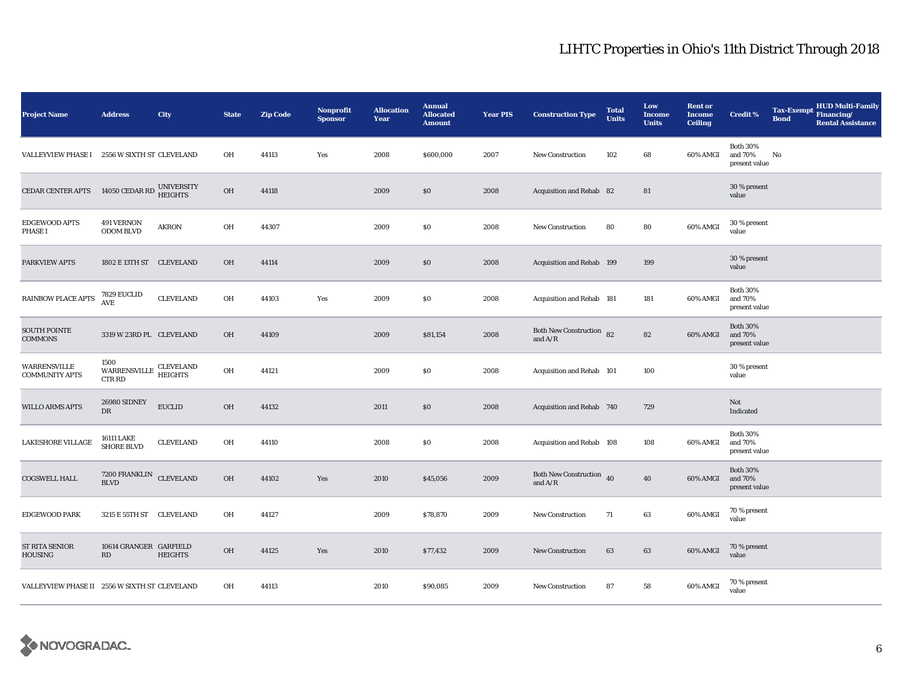# LIHTC Properties in Ohio's 11th District Through 2018

| Project Name | Address | City | State | Zip Code | Nonprofit Sponsor | Allocation Year | Annual Allocated Amount | Year PIS | Construction Type | Total Units | Low Income Units | Rent or Income Ceiling | Credit % | Tax-Exempt Bond | HUD Multi-Family Financing/ Rental Assistance |
|---|---|---|---|---|---|---|---|---|---|---|---|---|---|---|---|
| VALLEYVIEW PHASE I | 2556 W SIXTH ST | CLEVELAND | OH | 44113 | Yes | 2008 | $600,000 | 2007 | New Construction | 102 | 68 | 60% AMGI | Both 30% and 70% present value | No | |
| CEDAR CENTER APTS | 14050 CEDAR RD | UNIVERSITY HEIGHTS | OH | 44118 | | 2009 | $0 | 2008 | Acquisition and Rehab | 82 | 81 | | 30 % present value | | |
| EDGEWOOD APTS PHASE I | 491 VERNON ODOM BLVD | AKRON | OH | 44307 | | 2009 | $0 | 2008 | New Construction | 80 | 80 | 60% AMGI | 30 % present value | | |
| PARKVIEW APTS | 1802 E 13TH ST | CLEVELAND | OH | 44114 | | 2009 | $0 | 2008 | Acquisition and Rehab | 199 | 199 | | 30 % present value | | |
| RAINBOW PLACE APTS | 7829 EUCLID AVE | CLEVELAND | OH | 44103 | Yes | 2009 | $0 | 2008 | Acquisition and Rehab | 181 | 181 | 60% AMGI | Both 30% and 70% present value | | |
| SOUTH POINTE COMMONS | 3319 W 23RD PL | CLEVELAND | OH | 44109 | | 2009 | $81,154 | 2008 | Both New Construction and A/R | 82 | 82 | 60% AMGI | Both 30% and 70% present value | | |
| WARRENSVILLE COMMUNITY APTS | 1500 WARRENSVILLE CTR RD | CLEVELAND HEIGHTS | OH | 44121 | | 2009 | $0 | 2008 | Acquisition and Rehab | 101 | 100 | | 30 % present value | | |
| WILLO ARMS APTS | 26980 SIDNEY DR | EUCLID | OH | 44132 | | 2011 | $0 | 2008 | Acquisition and Rehab | 740 | 729 | | Not Indicated | | |
| LAKESHORE VILLAGE | 16111 LAKE SHORE BLVD | CLEVELAND | OH | 44110 | | 2008 | $0 | 2008 | Acquisition and Rehab | 108 | 108 | 60% AMGI | Both 30% and 70% present value | | |
| COGSWELL HALL | 7200 FRANKLIN BLVD | CLEVELAND | OH | 44102 | Yes | 2010 | $45,056 | 2009 | Both New Construction and A/R | 40 | 40 | 60% AMGI | Both 30% and 70% present value | | |
| EDGEWOOD PARK | 3215 E 55TH ST | CLEVELAND | OH | 44127 | | 2009 | $78,870 | 2009 | New Construction | 71 | 63 | 60% AMGI | 70 % present value | | |
| ST RITA SENIOR HOUSING | 10614 GRANGER RD | GARFIELD HEIGHTS | OH | 44125 | Yes | 2010 | $77,432 | 2009 | New Construction | 63 | 63 | 60% AMGI | 70 % present value | | |
| VALLEYVIEW PHASE II | 2556 W SIXTH ST | CLEVELAND | OH | 44113 | | 2010 | $90,085 | 2009 | New Construction | 87 | 58 | 60% AMGI | 70 % present value | | |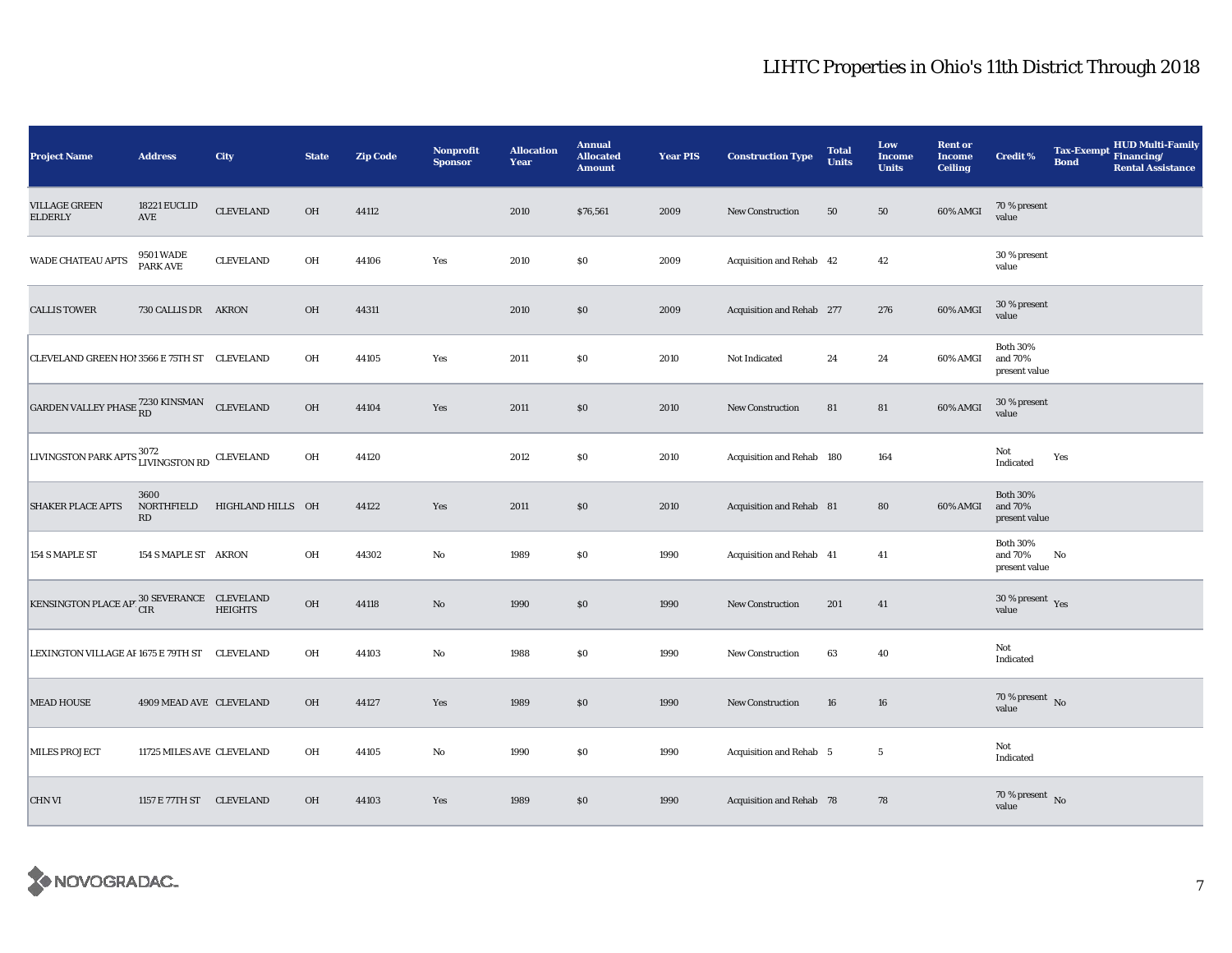# LIHTC Properties in Ohio's 11th District Through 2018

| Project Name | Address | City | State | Zip Code | Nonprofit Sponsor | Allocation Year | Annual Allocated Amount | Year PIS | Construction Type | Total Units | Low Income Units | Rent or Income Ceiling | Credit % | Tax-Exempt Bond | HUD Multi-Family Financing/ Rental Assistance |
|---|---|---|---|---|---|---|---|---|---|---|---|---|---|---|---|
| VILLAGE GREEN ELDERLY | 18221 EUCLID AVE | CLEVELAND | OH | 44112 | | 2010 | $76,561 | 2009 | New Construction | 50 | 50 | 60% AMGI | 70 % present value | | |
| WADE CHATEAU APTS | 9501 WADE PARK AVE | CLEVELAND | OH | 44106 | Yes | 2010 | $0 | 2009 | Acquisition and Rehab | 42 | 42 | | 30 % present value | | |
| CALLIS TOWER | 730 CALLIS DR | AKRON | OH | 44311 | | 2010 | $0 | 2009 | Acquisition and Rehab | 277 | 276 | 60% AMGI | 30 % present value | | |
| CLEVELAND GREEN HOI | 3566 E 75TH ST | CLEVELAND | OH | 44105 | Yes | 2011 | $0 | 2010 | Not Indicated | 24 | 24 | 60% AMGI | Both 30% and 70% present value | | |
| GARDEN VALLEY PHASE | 7230 KINSMAN RD | CLEVELAND | OH | 44104 | Yes | 2011 | $0 | 2010 | New Construction | 81 | 81 | 60% AMGI | 30 % present value | | |
| LIVINGSTON PARK APTS | 3072 LIVINGSTON RD | CLEVELAND | OH | 44120 | | 2012 | $0 | 2010 | Acquisition and Rehab | 180 | 164 | | Not Indicated | Yes | |
| SHAKER PLACE APTS | 3600 NORTHFIELD RD | HIGHLAND HILLS | OH | 44122 | Yes | 2011 | $0 | 2010 | Acquisition and Rehab | 81 | 80 | 60% AMGI | Both 30% and 70% present value | | |
| 154 S MAPLE ST | 154 S MAPLE ST | AKRON | OH | 44302 | No | 1989 | $0 | 1990 | Acquisition and Rehab | 41 | 41 | | Both 30% and 70% present value | No | |
| KENSINGTON PLACE AP | 30 SEVERANCE CIR | CLEVELAND HEIGHTS | OH | 44118 | No | 1990 | $0 | 1990 | New Construction | 201 | 41 | | 30 % present value | Yes | |
| LEXINGTON VILLAGE AI | 1675 E 79TH ST | CLEVELAND | OH | 44103 | No | 1988 | $0 | 1990 | New Construction | 63 | 40 | | Not Indicated | | |
| MEAD HOUSE | 4909 MEAD AVE | CLEVELAND | OH | 44127 | Yes | 1989 | $0 | 1990 | New Construction | 16 | 16 | | 70 % present value | No | |
| MILES PROJECT | 11725 MILES AVE | CLEVELAND | OH | 44105 | No | 1990 | $0 | 1990 | Acquisition and Rehab | 5 | 5 | | Not Indicated | | |
| CHN VI | 1157 E 77TH ST | CLEVELAND | OH | 44103 | Yes | 1989 | $0 | 1990 | Acquisition and Rehab | 78 | 78 | | 70 % present value | No | |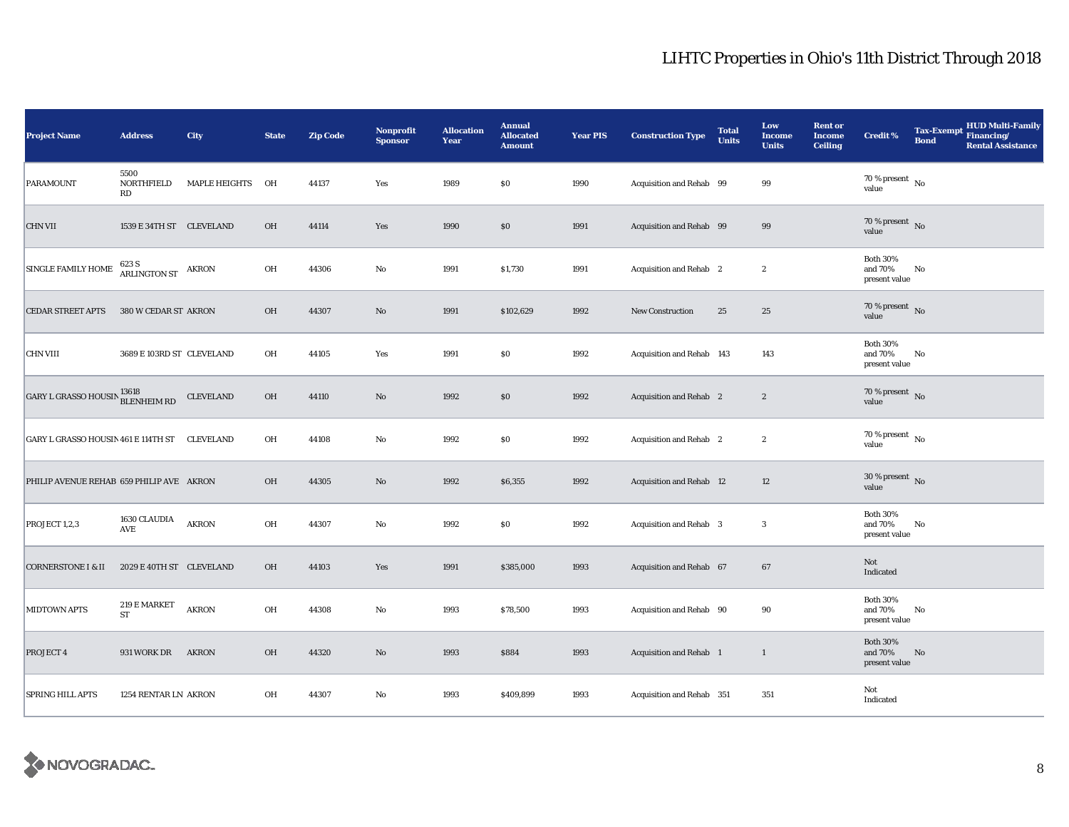## LIHTC Properties in Ohio's 11th District Through 2018

| Project Name | Address | City | State | Zip Code | Nonprofit Sponsor | Allocation Year | Annual Allocated Amount | Year PIS | Construction Type | Total Units | Low Income Units | Rent or Income Ceiling | Credit % | Tax-Exempt Bond | HUD Multi-Family Financing/ Rental Assistance |
|---|---|---|---|---|---|---|---|---|---|---|---|---|---|---|---|
| PARAMOUNT | 5500 NORTHFIELD RD | MAPLE HEIGHTS | OH | 44137 | Yes | 1989 | $0 | 1990 | Acquisition and Rehab | 99 | 99 | | 70 % present value | No | |
| CHN VII | 1539 E 34TH ST | CLEVELAND | OH | 44114 | Yes | 1990 | $0 | 1991 | Acquisition and Rehab | 99 | 99 | | 70 % present value | No | |
| SINGLE FAMILY HOME | 623 S ARLINGTON ST | AKRON | OH | 44306 | No | 1991 | $1,730 | 1991 | Acquisition and Rehab | 2 | 2 | | Both 30% and 70% present value | No | |
| CEDAR STREET APTS | 380 W CEDAR ST | AKRON | OH | 44307 | No | 1991 | $102,629 | 1992 | New Construction | 25 | 25 | | 70 % present value | No | |
| CHN VIII | 3689 E 103RD ST | CLEVELAND | OH | 44105 | Yes | 1991 | $0 | 1992 | Acquisition and Rehab | 143 | 143 | | Both 30% and 70% present value | No | |
| GARY L GRASSO HOUSIN | 13618 BLENHEIM RD | CLEVELAND | OH | 44110 | No | 1992 | $0 | 1992 | Acquisition and Rehab | 2 | 2 | | 70 % present value | No | |
| GARY L GRASSO HOUSIN | 461 E 114TH ST | CLEVELAND | OH | 44108 | No | 1992 | $0 | 1992 | Acquisition and Rehab | 2 | 2 | | 70 % present value | No | |
| PHILIP AVENUE REHAB | 659 PHILIP AVE | AKRON | OH | 44305 | No | 1992 | $6,355 | 1992 | Acquisition and Rehab | 12 | 12 | | 30 % present value | No | |
| PROJECT 1,2,3 | 1630 CLAUDIA AVE | AKRON | OH | 44307 | No | 1992 | $0 | 1992 | Acquisition and Rehab | 3 | 3 | | Both 30% and 70% present value | No | |
| CORNERSTONE I & II | 2029 E 40TH ST | CLEVELAND | OH | 44103 | Yes | 1991 | $385,000 | 1993 | Acquisition and Rehab | 67 | 67 | | Not Indicated | | |
| MIDTOWN APTS | 219 E MARKET ST | AKRON | OH | 44308 | No | 1993 | $78,500 | 1993 | Acquisition and Rehab | 90 | 90 | | Both 30% and 70% present value | No | |
| PROJECT 4 | 931 WORK DR | AKRON | OH | 44320 | No | 1993 | $884 | 1993 | Acquisition and Rehab | 1 | 1 | | Both 30% and 70% present value | No | |
| SPRING HILL APTS | 1254 RENTAR LN | AKRON | OH | 44307 | No | 1993 | $409,899 | 1993 | Acquisition and Rehab | 351 | 351 | | Not Indicated | | |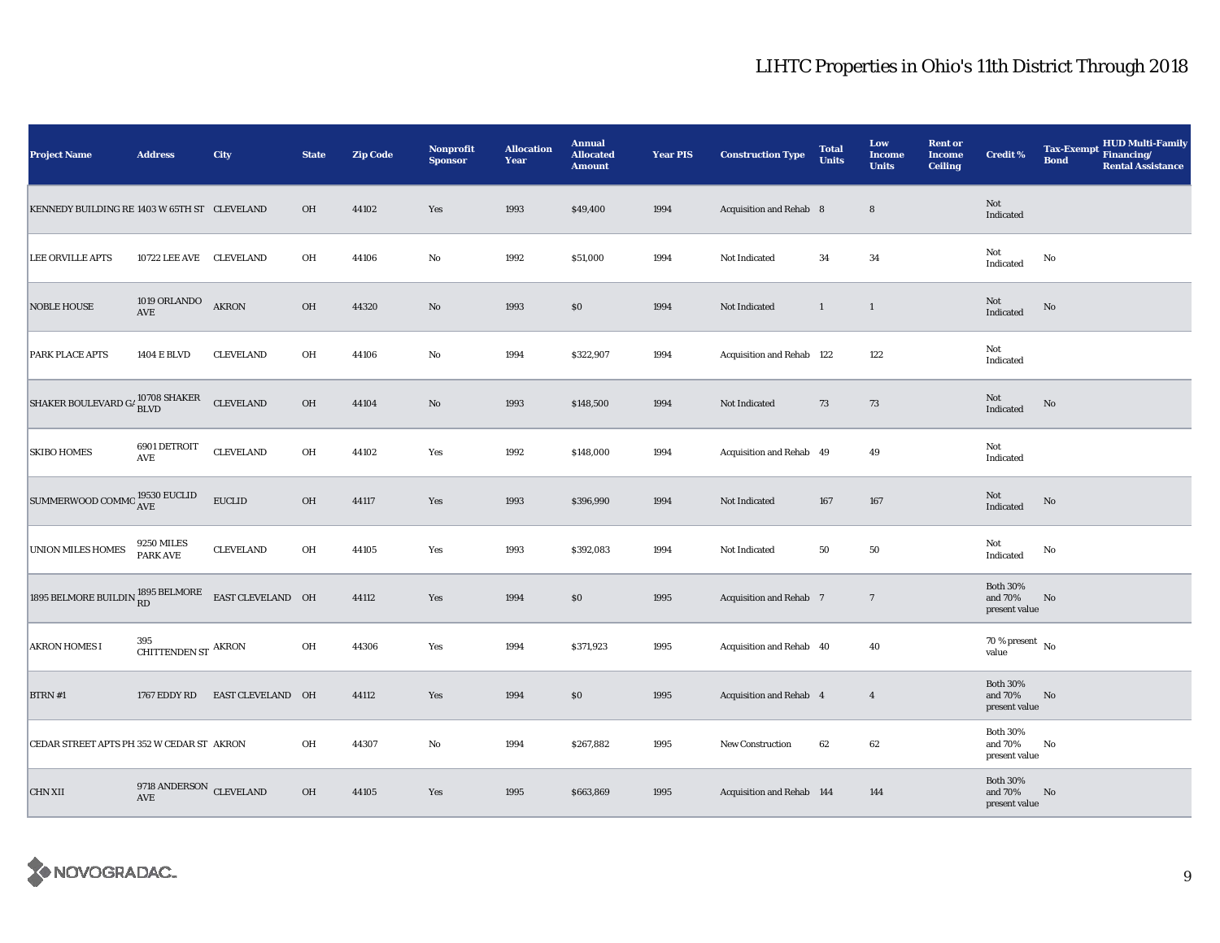# LIHTC Properties in Ohio's 11th District Through 2018

| Project Name | Address | City | State | Zip Code | Nonprofit Sponsor | Allocation Year | Annual Allocated Amount | Year PIS | Construction Type | Total Units | Low Income Units | Rent or Income Ceiling | Credit % | Tax-Exempt Bond | HUD Multi-Family Financing/ Rental Assistance |
|---|---|---|---|---|---|---|---|---|---|---|---|---|---|---|---|
| KENNEDY BUILDING RE | 1403 W 65TH ST | CLEVELAND | OH | 44102 | Yes | 1993 | $49,400 | 1994 | Acquisition and Rehab | 8 | 8 | | Not Indicated | | |
| LEE ORVILLE APTS | 10722 LEE AVE | CLEVELAND | OH | 44106 | No | 1992 | $51,000 | 1994 | Not Indicated | 34 | 34 | | Not Indicated | No | |
| NOBLE HOUSE | 1019 ORLANDO AVE | AKRON | OH | 44320 | No | 1993 | $0 | 1994 | Not Indicated | 1 | 1 | | Not Indicated | No | |
| PARK PLACE APTS | 1404 E BLVD | CLEVELAND | OH | 44106 | No | 1994 | $322,907 | 1994 | Acquisition and Rehab | 122 | 122 | | Not Indicated | | |
| SHAKER BOULEVARD GA | 10708 SHAKER BLVD | CLEVELAND | OH | 44104 | No | 1993 | $148,500 | 1994 | Not Indicated | 73 | 73 | | Not Indicated | No | |
| SKIBO HOMES | 6901 DETROIT AVE | CLEVELAND | OH | 44102 | Yes | 1992 | $148,000 | 1994 | Acquisition and Rehab | 49 | 49 | | Not Indicated | | |
| SUMMERWOOD COMMO | 19530 EUCLID AVE | EUCLID | OH | 44117 | Yes | 1993 | $396,990 | 1994 | Not Indicated | 167 | 167 | | Not Indicated | No | |
| UNION MILES HOMES | 9250 MILES PARK AVE | CLEVELAND | OH | 44105 | Yes | 1993 | $392,083 | 1994 | Not Indicated | 50 | 50 | | Not Indicated | No | |
| 1895 BELMORE BUILDIN | 1895 BELMORE RD | EAST CLEVELAND | OH | 44112 | Yes | 1994 | $0 | 1995 | Acquisition and Rehab | 7 | 7 | | Both 30% and 70% present value | No | |
| AKRON HOMES I | 395 CHITTENDEN ST | AKRON | OH | 44306 | Yes | 1994 | $371,923 | 1995 | Acquisition and Rehab | 40 | 40 | | 70 % present value | No | |
| BTRN #1 | 1767 EDDY RD | EAST CLEVELAND | OH | 44112 | Yes | 1994 | $0 | 1995 | Acquisition and Rehab | 4 | 4 | | Both 30% and 70% present value | No | |
| CEDAR STREET APTS PH | 352 W CEDAR ST | AKRON | OH | 44307 | No | 1994 | $267,882 | 1995 | New Construction | 62 | 62 | | Both 30% and 70% present value | No | |
| CHN XII | 9718 ANDERSON AVE | CLEVELAND | OH | 44105 | Yes | 1995 | $663,869 | 1995 | Acquisition and Rehab | 144 | 144 | | Both 30% and 70% present value | No | |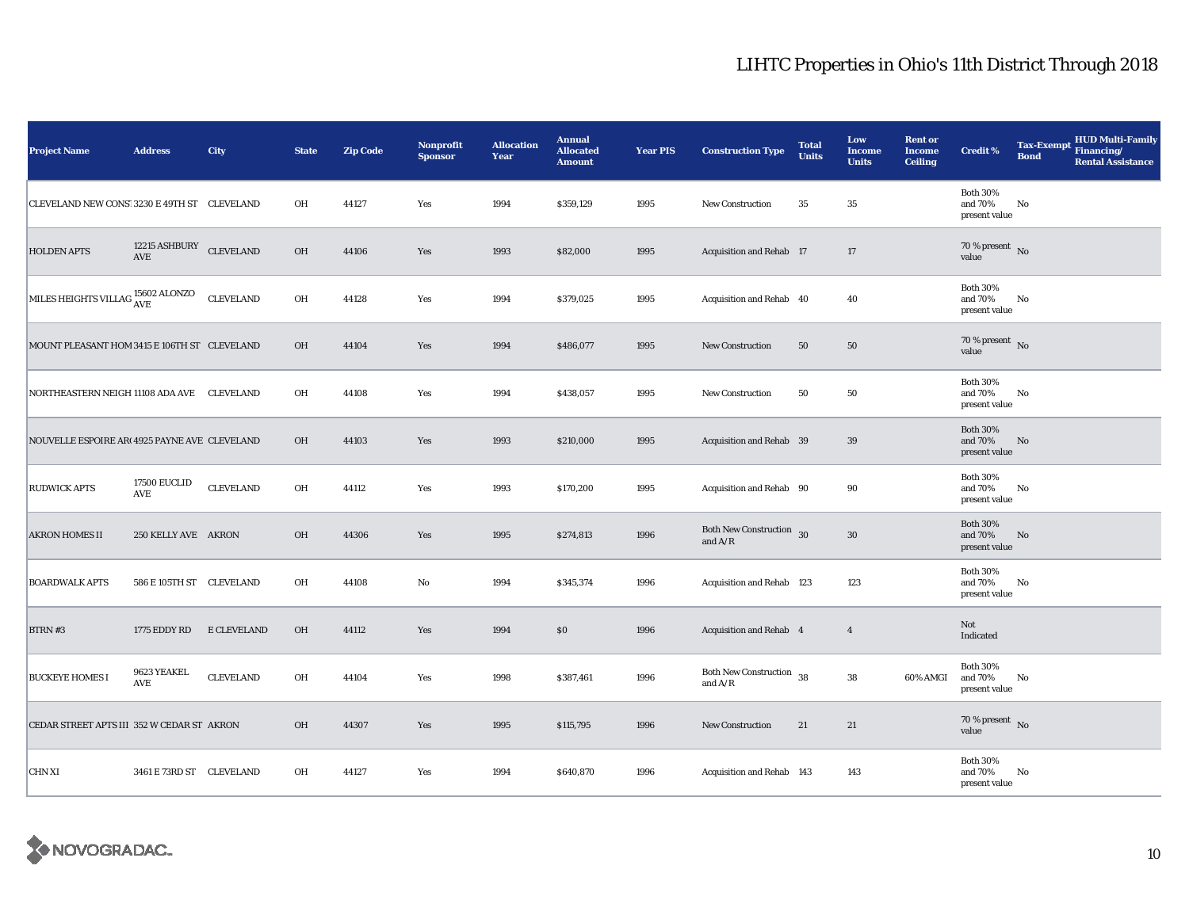# LIHTC Properties in Ohio's 11th District Through 2018

| Project Name | Address | City | State | Zip Code | Nonprofit Sponsor | Allocation Year | Annual Allocated Amount | Year PIS | Construction Type | Total Units | Low Income Units | Rent or Income Ceiling | Credit % | Tax-Exempt Bond | HUD Multi-Family Financing/ Rental Assistance |
|---|---|---|---|---|---|---|---|---|---|---|---|---|---|---|---|
| CLEVELAND NEW CONST | 3230 E 49TH ST | CLEVELAND | OH | 44127 | Yes | 1994 | $359,129 | 1995 | New Construction | 35 | 35 | | Both 30% and 70% present value | No | |
| HOLDEN APTS | 12215 ASHBURY AVE | CLEVELAND | OH | 44106 | Yes | 1993 | $82,000 | 1995 | Acquisition and Rehab | 17 | 17 | | 70 % present value | No | |
| MILES HEIGHTS VILLAG | 15602 ALONZO AVE | CLEVELAND | OH | 44128 | Yes | 1994 | $379,025 | 1995 | Acquisition and Rehab | 40 | 40 | | Both 30% and 70% present value | No | |
| MOUNT PLEASANT HOM | 3415 E 106TH ST | CLEVELAND | OH | 44104 | Yes | 1994 | $486,077 | 1995 | New Construction | 50 | 50 | | 70 % present value | No | |
| NORTHEASTERN NEIGH | 11108 ADA AVE | CLEVELAND | OH | 44108 | Yes | 1994 | $438,057 | 1995 | New Construction | 50 | 50 | | Both 30% and 70% present value | No | |
| NOUVELLE ESPOIRE AR | 4925 PAYNE AVE | CLEVELAND | OH | 44103 | Yes | 1993 | $210,000 | 1995 | Acquisition and Rehab | 39 | 39 | | Both 30% and 70% present value | No | |
| RUDWICK APTS | 17500 EUCLID AVE | CLEVELAND | OH | 44112 | Yes | 1993 | $170,200 | 1995 | Acquisition and Rehab | 90 | 90 | | Both 30% and 70% present value | No | |
| AKRON HOMES II | 250 KELLY AVE | AKRON | OH | 44306 | Yes | 1995 | $274,813 | 1996 | Both New Construction and A/R | 30 | 30 | | Both 30% and 70% present value | No | |
| BOARDWALK APTS | 586 E 105TH ST | CLEVELAND | OH | 44108 | No | 1994 | $345,374 | 1996 | Acquisition and Rehab | 123 | 123 | | Both 30% and 70% present value | No | |
| BTRN #3 | 1775 EDDY RD | E CLEVELAND | OH | 44112 | Yes | 1994 | $0 | 1996 | Acquisition and Rehab | 4 | 4 | | Not Indicated | | |
| BUCKEYE HOMES I | 9623 YEAKEL AVE | CLEVELAND | OH | 44104 | Yes | 1998 | $387,461 | 1996 | Both New Construction and A/R | 38 | 38 | 60% AMGI | Both 30% and 70% present value | No | |
| CEDAR STREET APTS III | 352 W CEDAR ST | AKRON | OH | 44307 | Yes | 1995 | $115,795 | 1996 | New Construction | 21 | 21 | | 70 % present value | No | |
| CHN XI | 3461 E 73RD ST | CLEVELAND | OH | 44127 | Yes | 1994 | $640,870 | 1996 | Acquisition and Rehab | 143 | 143 | | Both 30% and 70% present value | No | |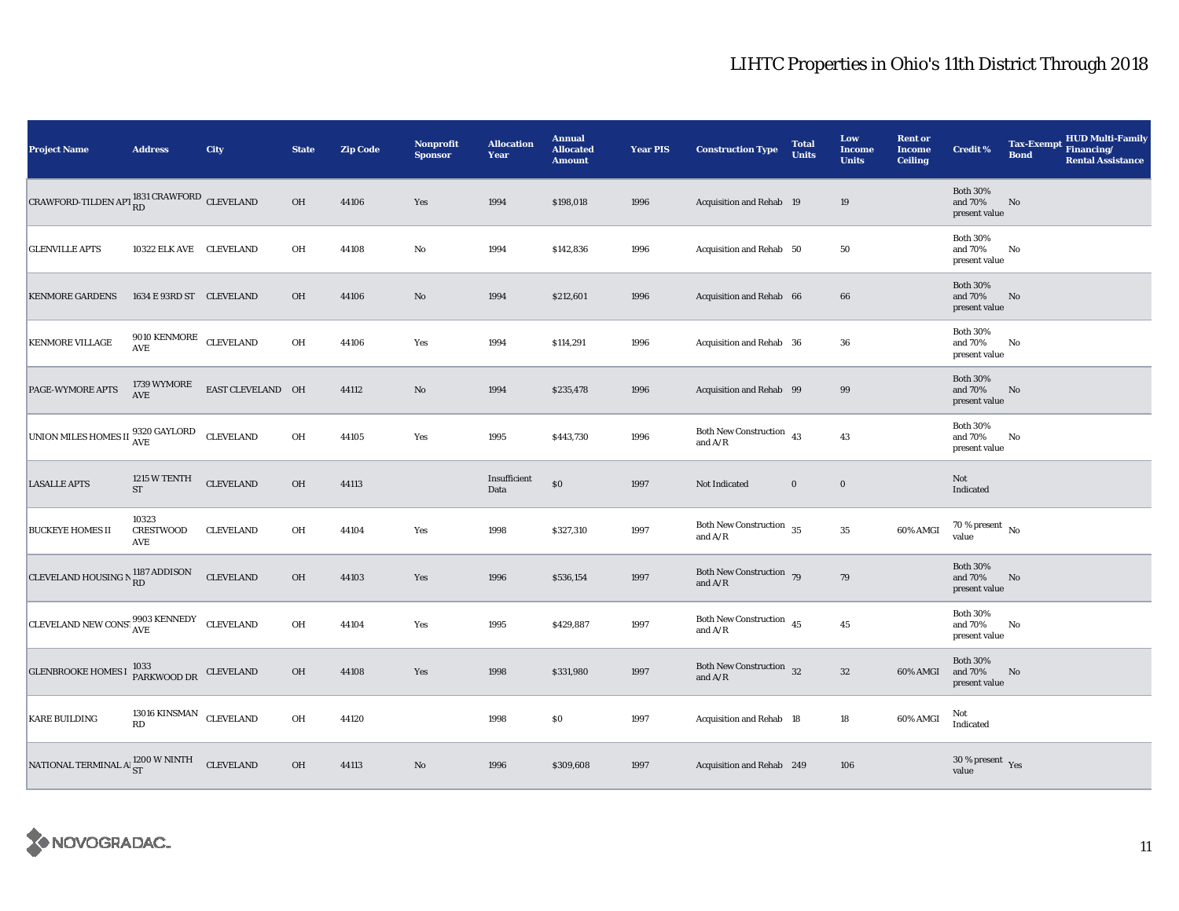# LIHTC Properties in Ohio's 11th District Through 2018

| Project Name | Address | City | State | Zip Code | Nonprofit Sponsor | Allocation Year | Annual Allocated Amount | Year PIS | Construction Type | Total Units | Low Income Units | Rent or Income Ceiling | Credit % | Tax-Exempt Bond | HUD Multi-Family Financing/ Rental Assistance |
|---|---|---|---|---|---|---|---|---|---|---|---|---|---|---|---|
| CRAWFORD-TILDEN APT | 1831 CRAWFORD RD | CLEVELAND | OH | 44106 | Yes | 1994 | $198,018 | 1996 | Acquisition and Rehab | 19 | 19 | | Both 30% and 70% present value | No | |
| GLENVILLE APTS | 10322 ELK AVE | CLEVELAND | OH | 44108 | No | 1994 | $142,836 | 1996 | Acquisition and Rehab | 50 | 50 | | Both 30% and 70% present value | No | |
| KENMORE GARDENS | 1634 E 93RD ST | CLEVELAND | OH | 44106 | No | 1994 | $212,601 | 1996 | Acquisition and Rehab | 66 | 66 | | Both 30% and 70% present value | No | |
| KENMORE VILLAGE | 9010 KENMORE AVE | CLEVELAND | OH | 44106 | Yes | 1994 | $114,291 | 1996 | Acquisition and Rehab | 36 | 36 | | Both 30% and 70% present value | No | |
| PAGE-WYMORE APTS | 1739 WYMORE AVE | EAST CLEVELAND | OH | 44112 | No | 1994 | $235,478 | 1996 | Acquisition and Rehab | 99 | 99 | | Both 30% and 70% present value | No | |
| UNION MILES HOMES II | 9320 GAYLORD AVE | CLEVELAND | OH | 44105 | Yes | 1995 | $443,730 | 1996 | Both New Construction and A/R | 43 | 43 | | Both 30% and 70% present value | No | |
| LASALLE APTS | 1215 W TENTH ST | CLEVELAND | OH | 44113 | | Insufficient Data | $0 | 1997 | Not Indicated | 0 | 0 | | Not Indicated | | |
| BUCKEYE HOMES II | 10323 CRESTWOOD AVE | CLEVELAND | OH | 44104 | Yes | 1998 | $327,310 | 1997 | Both New Construction and A/R | 35 | 35 | 60% AMGI | 70 % present value | No | |
| CLEVELAND HOUSING N | 1187 ADDISON RD | CLEVELAND | OH | 44103 | Yes | 1996 | $536,154 | 1997 | Both New Construction and A/R | 79 | 79 | | Both 30% and 70% present value | No | |
| CLEVELAND NEW CONST | 9903 KENNEDY AVE | CLEVELAND | OH | 44104 | Yes | 1995 | $429,887 | 1997 | Both New Construction and A/R | 45 | 45 | | Both 30% and 70% present value | No | |
| GLENBROOKE HOMES I | 1033 PARKWOOD DR | CLEVELAND | OH | 44108 | Yes | 1998 | $331,980 | 1997 | Both New Construction and A/R | 32 | 32 | 60% AMGI | Both 30% and 70% present value | No | |
| KARE BUILDING | 13016 KINSMAN RD | CLEVELAND | OH | 44120 | | 1998 | $0 | 1997 | Acquisition and Rehab | 18 | 18 | 60% AMGI | Not Indicated | | |
| NATIONAL TERMINAL A | 1200 W NINTH ST | CLEVELAND | OH | 44113 | No | 1996 | $309,608 | 1997 | Acquisition and Rehab | 249 | 106 | | 30 % present value | Yes | |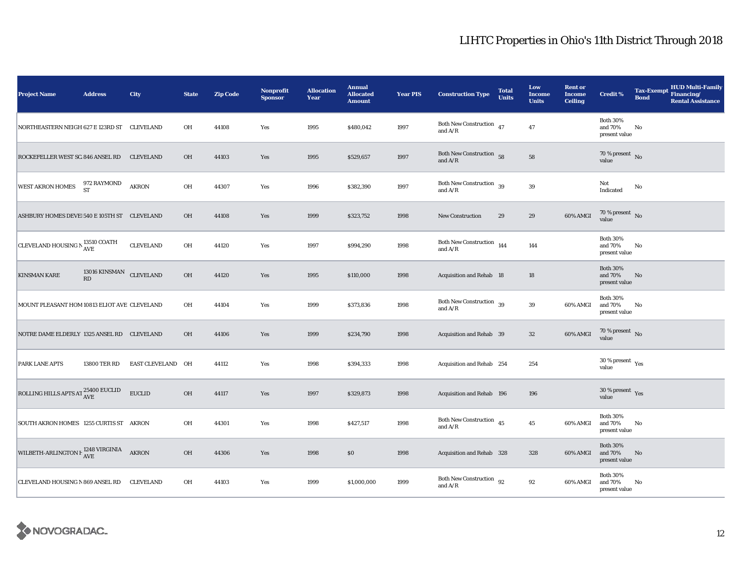# LIHTC Properties in Ohio's 11th District Through 2018

| Project Name | Address | City | State | Zip Code | Nonprofit Sponsor | Allocation Year | Annual Allocated Amount | Year PIS | Construction Type | Total Units | Low Income Units | Rent or Income Ceiling | Credit % | Tax-Exempt Bond | HUD Multi-Family Financing/ Rental Assistance |
|---|---|---|---|---|---|---|---|---|---|---|---|---|---|---|---|
| NORTHEASTERN NEIGH | 627 E 123RD ST | CLEVELAND | OH | 44108 | Yes | 1995 | $480,042 | 1997 | Both New Construction and A/R | 47 | 47 | | Both 30% and 70% present value | No | |
| ROCKEFELLER WEST SC | 846 ANSEL RD | CLEVELAND | OH | 44103 | Yes | 1995 | $529,657 | 1997 | Both New Construction and A/R | 58 | 58 | | 70 % present value | No | |
| WEST AKRON HOMES | 972 RAYMOND ST | AKRON | OH | 44307 | Yes | 1996 | $382,390 | 1997 | Both New Construction and A/R | 39 | 39 | | Not Indicated | No | |
| ASHBURY HOMES DEVEI | 540 E 105TH ST | CLEVELAND | OH | 44108 | Yes | 1999 | $323,752 | 1998 | New Construction | 29 | 29 | 60% AMGI | 70 % present value | No | |
| CLEVELAND HOUSING N | 13510 COATH AVE | CLEVELAND | OH | 44120 | Yes | 1997 | $994,290 | 1998 | Both New Construction and A/R | 144 | 144 | | Both 30% and 70% present value | No | |
| KINSMAN KARE | 13016 KINSMAN RD | CLEVELAND | OH | 44120 | Yes | 1995 | $110,000 | 1998 | Acquisition and Rehab | 18 | 18 | | Both 30% and 70% present value | No | |
| MOUNT PLEASANT HOM | 10813 ELIOT AVE | CLEVELAND | OH | 44104 | Yes | 1999 | $373,836 | 1998 | Both New Construction and A/R | 39 | 39 | 60% AMGI | Both 30% and 70% present value | No | |
| NOTRE DAME ELDERLY | 1325 ANSEL RD | CLEVELAND | OH | 44106 | Yes | 1999 | $234,790 | 1998 | Acquisition and Rehab | 39 | 32 | 60% AMGI | 70 % present value | No | |
| PARK LANE APTS | 13800 TER RD | EAST CLEVELAND | OH | 44112 | Yes | 1998 | $394,333 | 1998 | Acquisition and Rehab | 254 | 254 | | 30 % present value | Yes | |
| ROLLING HILLS APTS AT | 25400 EUCLID AVE | EUCLID | OH | 44117 | Yes | 1997 | $329,873 | 1998 | Acquisition and Rehab | 196 | 196 | | 30 % present value | Yes | |
| SOUTH AKRON HOMES | 1255 CURTIS ST | AKRON | OH | 44301 | Yes | 1998 | $427,517 | 1998 | Both New Construction and A/R | 45 | 45 | 60% AMGI | Both 30% and 70% present value | No | |
| WILBETH-ARLINGTON H | 1248 VIRGINIA AVE | AKRON | OH | 44306 | Yes | 1998 | $0 | 1998 | Acquisition and Rehab | 328 | 328 | 60% AMGI | Both 30% and 70% present value | No | |
| CLEVELAND HOUSING N | 869 ANSEL RD | CLEVELAND | OH | 44103 | Yes | 1999 | $1,000,000 | 1999 | Both New Construction and A/R | 92 | 92 | 60% AMGI | Both 30% and 70% present value | No | |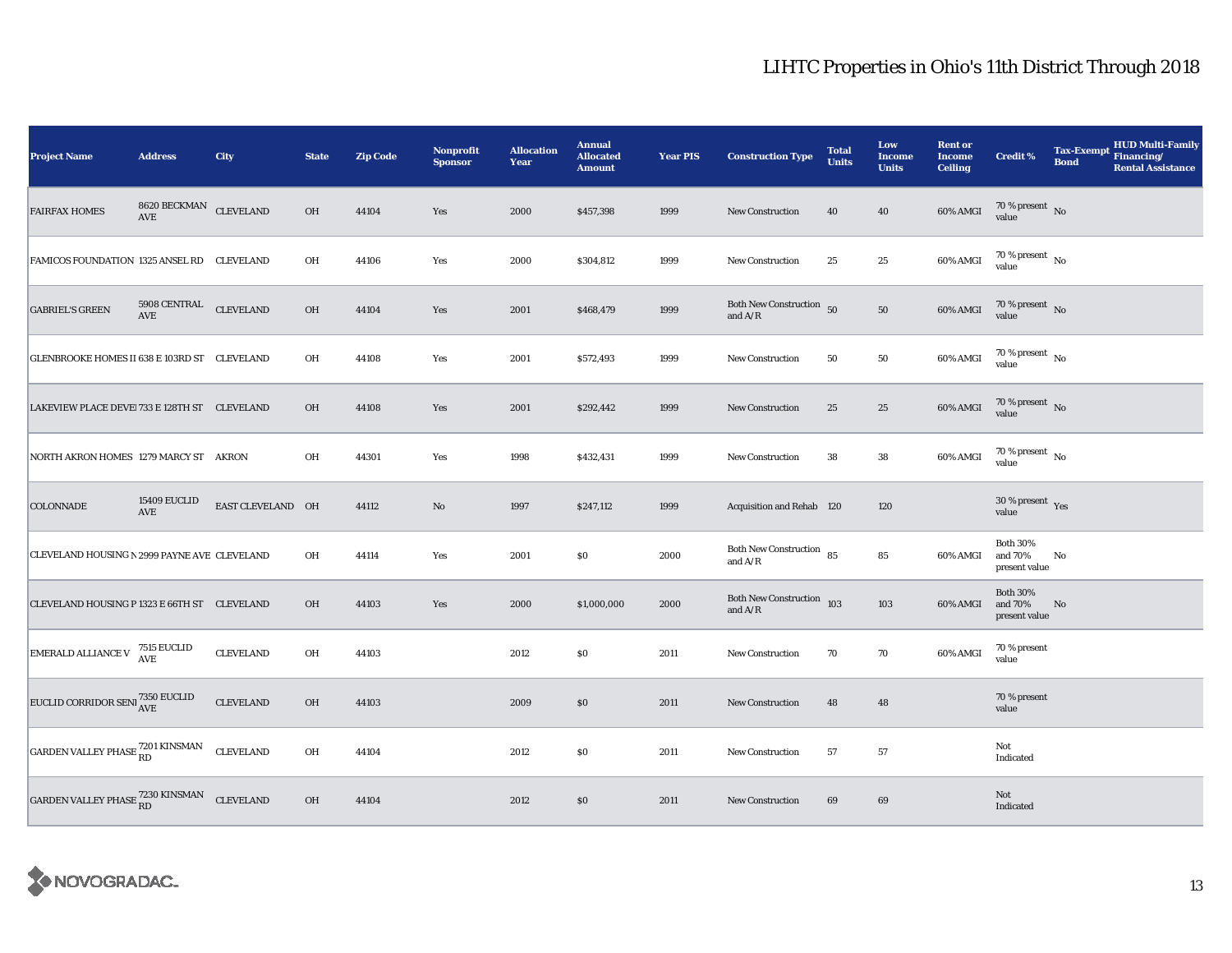# LIHTC Properties in Ohio's 11th District Through 2018

| Project Name | Address | City | State | Zip Code | Nonprofit Sponsor | Allocation Year | Annual Allocated Amount | Year PIS | Construction Type | Total Units | Low Income Units | Rent or Income Ceiling | Credit % | Tax-Exempt Bond | HUD Multi-Family Financing/ Rental Assistance |
|---|---|---|---|---|---|---|---|---|---|---|---|---|---|---|---|
| FAIRFAX HOMES | 8620 BECKMAN AVE | CLEVELAND | OH | 44104 | Yes | 2000 | $457,398 | 1999 | New Construction | 40 | 40 | 60% AMGI | 70 % present value | No | |
| FAMICOS FOUNDATION | 1325 ANSEL RD | CLEVELAND | OH | 44106 | Yes | 2000 | $304,812 | 1999 | New Construction | 25 | 25 | 60% AMGI | 70 % present value | No | |
| GABRIEL'S GREEN | 5908 CENTRAL AVE | CLEVELAND | OH | 44104 | Yes | 2001 | $468,479 | 1999 | Both New Construction and A/R | 50 | 50 | 60% AMGI | 70 % present value | No | |
| GLENBROOKE HOMES II | 638 E 103RD ST | CLEVELAND | OH | 44108 | Yes | 2001 | $572,493 | 1999 | New Construction | 50 | 50 | 60% AMGI | 70 % present value | No | |
| LAKEVIEW PLACE DEVEl | 733 E 128TH ST | CLEVELAND | OH | 44108 | Yes | 2001 | $292,442 | 1999 | New Construction | 25 | 25 | 60% AMGI | 70 % present value | No | |
| NORTH AKRON HOMES | 1279 MARCY ST | AKRON | OH | 44301 | Yes | 1998 | $432,431 | 1999 | New Construction | 38 | 38 | 60% AMGI | 70 % present value | No | |
| COLONNADE | 15409 EUCLID AVE | EAST CLEVELAND | OH | 44112 | No | 1997 | $247,112 | 1999 | Acquisition and Rehab | 120 | 120 | | 30 % present value | Yes | |
| CLEVELAND HOUSING N | 2999 PAYNE AVE | CLEVELAND | OH | 44114 | Yes | 2001 | $0 | 2000 | Both New Construction and A/R | 85 | 85 | 60% AMGI | Both 30% and 70% present value | No | |
| CLEVELAND HOUSING P | 1323 E 66TH ST | CLEVELAND | OH | 44103 | Yes | 2000 | $1,000,000 | 2000 | Both New Construction and A/R | 103 | 103 | 60% AMGI | Both 30% and 70% present value | No | |
| EMERALD ALLIANCE V | 7515 EUCLID AVE | CLEVELAND | OH | 44103 | | 2012 | $0 | 2011 | New Construction | 70 | 70 | 60% AMGI | 70 % present value | | |
| EUCLID CORRIDOR SENI | 7350 EUCLID AVE | CLEVELAND | OH | 44103 | | 2009 | $0 | 2011 | New Construction | 48 | 48 | | 70 % present value | | |
| GARDEN VALLEY PHASE | 7201 KINSMAN RD | CLEVELAND | OH | 44104 | | 2012 | $0 | 2011 | New Construction | 57 | 57 | | Not Indicated | | |
| GARDEN VALLEY PHASE | 7230 KINSMAN RD | CLEVELAND | OH | 44104 | | 2012 | $0 | 2011 | New Construction | 69 | 69 | | Not Indicated | | |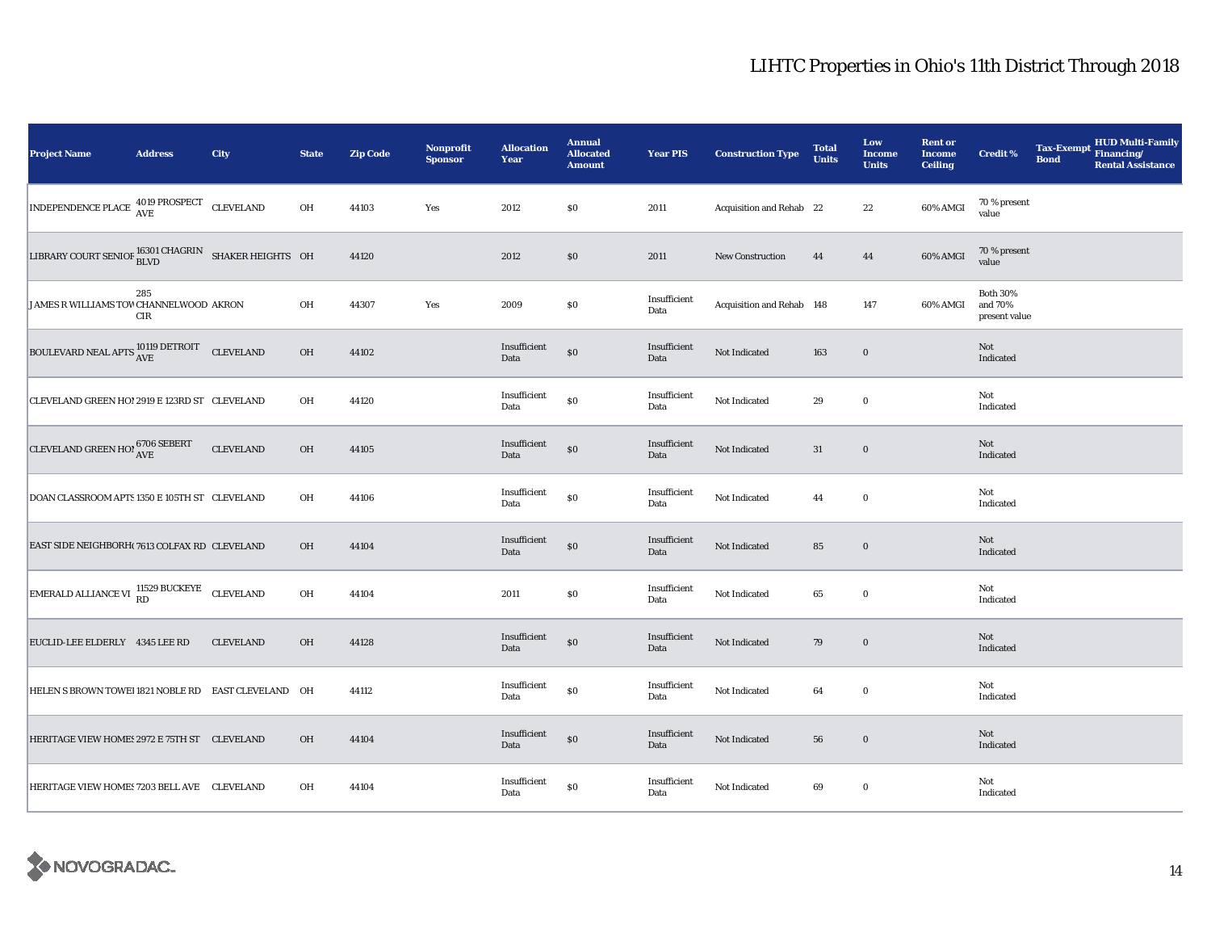# LIHTC Properties in Ohio's 11th District Through 2018

| Project Name | Address | City | State | Zip Code | Nonprofit Sponsor | Allocation Year | Annual Allocated Amount | Year PIS | Construction Type | Total Units | Low Income Units | Rent or Income Ceiling | Credit % | Tax-Exempt Bond | HUD Multi-Family Financing/ Rental Assistance |
|---|---|---|---|---|---|---|---|---|---|---|---|---|---|---|---|
| INDEPENDENCE PLACE | 4019 PROSPECT AVE | CLEVELAND | OH | 44103 | Yes | 2012 | $0 | 2011 | Acquisition and Rehab | 22 | 22 | 60% AMGI | 70 % present value | | |
| LIBRARY COURT SENIOR | 16301 CHAGRIN BLVD | SHAKER HEIGHTS | OH | 44120 | | 2012 | $0 | 2011 | New Construction | 44 | 44 | 60% AMGI | 70 % present value | | |
| JAMES R WILLIAMS TOW | 285 CHANNELWOOD CIR | AKRON | OH | 44307 | Yes | 2009 | $0 | Insufficient Data | Acquisition and Rehab | 148 | 147 | 60% AMGI | Both 30% and 70% present value | | |
| BOULEVARD NEAL APTS | 10119 DETROIT AVE | CLEVELAND | OH | 44102 | | Insufficient Data | $0 | Insufficient Data | Not Indicated | 163 | 0 | | Not Indicated | | |
| CLEVELAND GREEN HOI | 2919 E 123RD ST | CLEVELAND | OH | 44120 | | Insufficient Data | $0 | Insufficient Data | Not Indicated | 29 | 0 | | Not Indicated | | |
| CLEVELAND GREEN HOI | 6706 SEBERT AVE | CLEVELAND | OH | 44105 | | Insufficient Data | $0 | Insufficient Data | Not Indicated | 31 | 0 | | Not Indicated | | |
| DOAN CLASSROOM APTS | 1350 E 105TH ST | CLEVELAND | OH | 44106 | | Insufficient Data | $0 | Insufficient Data | Not Indicated | 44 | 0 | | Not Indicated | | |
| EAST SIDE NEIGHBORH( | 7613 COLFAX RD | CLEVELAND | OH | 44104 | | Insufficient Data | $0 | Insufficient Data | Not Indicated | 85 | 0 | | Not Indicated | | |
| EMERALD ALLIANCE VI | 11529 BUCKEYE RD | CLEVELAND | OH | 44104 | | 2011 | $0 | Insufficient Data | Not Indicated | 65 | 0 | | Not Indicated | | |
| EUCLID-LEE ELDERLY | 4345 LEE RD | CLEVELAND | OH | 44128 | | Insufficient Data | $0 | Insufficient Data | Not Indicated | 79 | 0 | | Not Indicated | | |
| HELEN S BROWN TOWEI | 1821 NOBLE RD | EAST CLEVELAND | OH | 44112 | | Insufficient Data | $0 | Insufficient Data | Not Indicated | 64 | 0 | | Not Indicated | | |
| HERITAGE VIEW HOMES | 2972 E 75TH ST | CLEVELAND | OH | 44104 | | Insufficient Data | $0 | Insufficient Data | Not Indicated | 56 | 0 | | Not Indicated | | |
| HERITAGE VIEW HOMES | 7203 BELL AVE | CLEVELAND | OH | 44104 | | Insufficient Data | $0 | Insufficient Data | Not Indicated | 69 | 0 | | Not Indicated | | |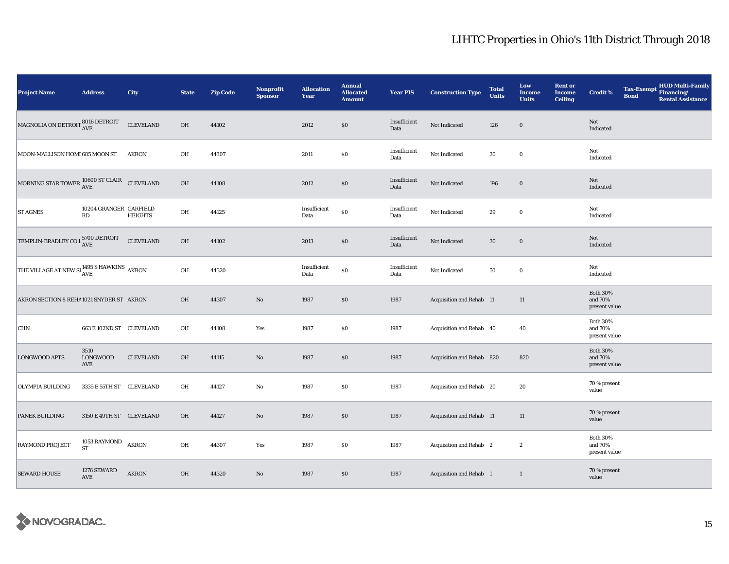# LIHTC Properties in Ohio's 11th District Through 2018

| Project Name | Address | City | State | Zip Code | Nonprofit Sponsor | Allocation Year | Annual Allocated Amount | Year PIS | Construction Type | Total Units | Low Income Units | Rent or Income Ceiling | Credit % | Tax-Exempt Bond | HUD Multi-Family Financing/ Rental Assistance |
|---|---|---|---|---|---|---|---|---|---|---|---|---|---|---|---|
| MAGNOLIA ON DETROIT | 8016 DETROIT AVE | CLEVELAND | OH | 44102 | | 2012 | $0 | Insufficient Data | Not Indicated | 126 | 0 | | Not Indicated | | |
| MOON-MALLISON HOMI | 685 MOON ST | AKRON | OH | 44307 | | 2011 | $0 | Insufficient Data | Not Indicated | 30 | 0 | | Not Indicated | | |
| MORNING STAR TOWER | 10600 ST CLAIR AVE | CLEVELAND | OH | 44108 | | 2012 | $0 | Insufficient Data | Not Indicated | 196 | 0 | | Not Indicated | | |
| ST AGNES | 10204 GRANGER RD | GARFIELD HEIGHTS | OH | 44125 | | Insufficient Data | $0 | Insufficient Data | Not Indicated | 29 | 0 | | Not Indicated | | |
| TEMPLIN-BRADLEY CO I | 5700 DETROIT AVE | CLEVELAND | OH | 44102 | | 2013 | $0 | Insufficient Data | Not Indicated | 30 | 0 | | Not Indicated | | |
| THE VILLAGE AT NEW SI | 1495 S HAWKINS AVE | AKRON | OH | 44320 | | Insufficient Data | $0 | Insufficient Data | Not Indicated | 50 | 0 | | Not Indicated | | |
| AKRON SECTION 8 REHA | 1021 SNYDER ST | AKRON | OH | 44307 | No | 1987 | $0 | 1987 | Acquisition and Rehab | 11 | 11 | | Both 30% and 70% present value | | |
| CHN | 663 E 102ND ST | CLEVELAND | OH | 44108 | Yes | 1987 | $0 | 1987 | Acquisition and Rehab | 40 | 40 | | Both 30% and 70% present value | | |
| LONGWOOD APTS | 3510 LONGWOOD AVE | CLEVELAND | OH | 44115 | No | 1987 | $0 | 1987 | Acquisition and Rehab | 820 | 820 | | Both 30% and 70% present value | | |
| OLYMPIA BUILDING | 3335 E 55TH ST | CLEVELAND | OH | 44127 | No | 1987 | $0 | 1987 | Acquisition and Rehab | 20 | 20 | | 70 % present value | | |
| PANEK BUILDING | 3150 E 49TH ST | CLEVELAND | OH | 44127 | No | 1987 | $0 | 1987 | Acquisition and Rehab | 11 | 11 | | 70 % present value | | |
| RAYMOND PROJECT | 1053 RAYMOND ST | AKRON | OH | 44307 | Yes | 1987 | $0 | 1987 | Acquisition and Rehab | 2 | 2 | | Both 30% and 70% present value | | |
| SEWARD HOUSE | 1276 SEWARD AVE | AKRON | OH | 44320 | No | 1987 | $0 | 1987 | Acquisition and Rehab | 1 | 1 | | 70 % present value | | |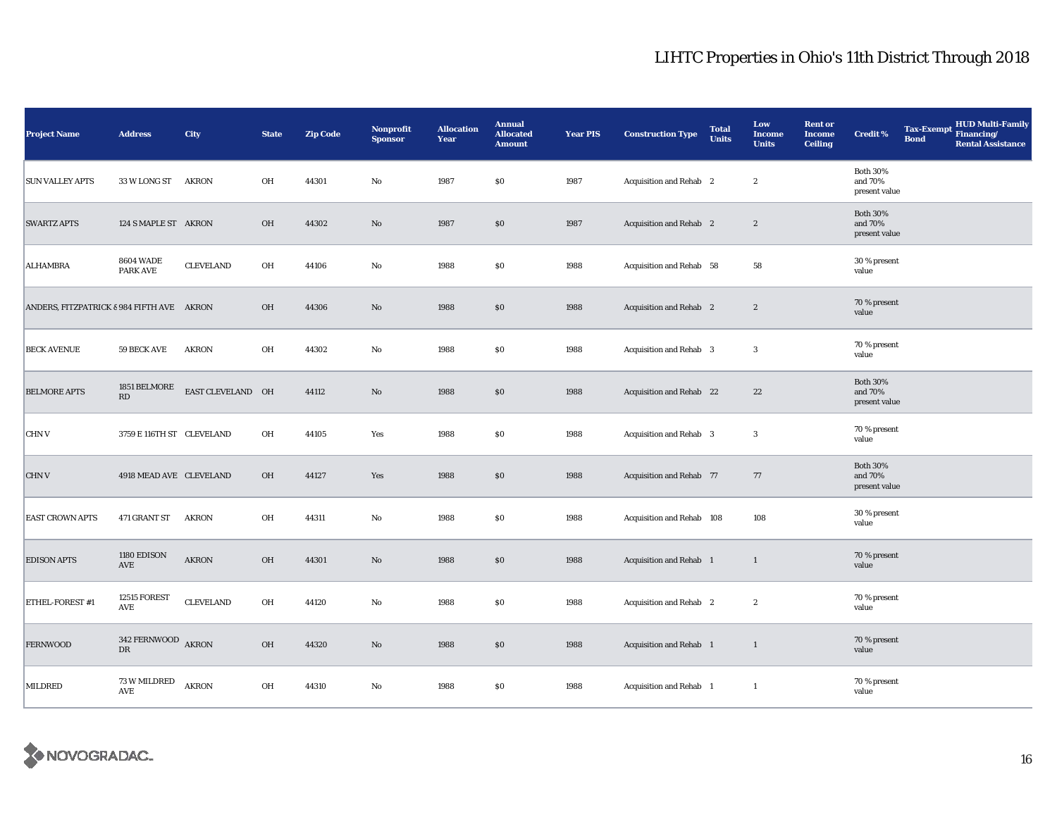# LIHTC Properties in Ohio's 11th District Through 2018

| Project Name | Address | City | State | Zip Code | Nonprofit Sponsor | Allocation Year | Annual Allocated Amount | Year PIS | Construction Type | Total Units | Low Income Units | Rent or Income Ceiling | Credit % | Tax-Exempt Bond | HUD Multi-Family Financing/ Rental Assistance |
|---|---|---|---|---|---|---|---|---|---|---|---|---|---|---|---|
| SUN VALLEY APTS | 33 W LONG ST | AKRON | OH | 44301 | No | 1987 | $0 | 1987 | Acquisition and Rehab | 2 | 2 | | Both 30% and 70% present value | | |
| SWARTZ APTS | 124 S MAPLE ST | AKRON | OH | 44302 | No | 1987 | $0 | 1987 | Acquisition and Rehab | 2 | 2 | | Both 30% and 70% present value | | |
| ALHAMBRA | 8604 WADE PARK AVE | CLEVELAND | OH | 44106 | No | 1988 | $0 | 1988 | Acquisition and Rehab | 58 | 58 | | 30 % present value | | |
| ANDERS, FITZPATRICK & | 984 FIFTH AVE | AKRON | OH | 44306 | No | 1988 | $0 | 1988 | Acquisition and Rehab | 2 | 2 | | 70 % present value | | |
| BECK AVENUE | 59 BECK AVE | AKRON | OH | 44302 | No | 1988 | $0 | 1988 | Acquisition and Rehab | 3 | 3 | | 70 % present value | | |
| BELMORE APTS | 1851 BELMORE RD | EAST CLEVELAND | OH | 44112 | No | 1988 | $0 | 1988 | Acquisition and Rehab | 22 | 22 | | Both 30% and 70% present value | | |
| CHN V | 3759 E 116TH ST | CLEVELAND | OH | 44105 | Yes | 1988 | $0 | 1988 | Acquisition and Rehab | 3 | 3 | | 70 % present value | | |
| CHN V | 4918 MEAD AVE | CLEVELAND | OH | 44127 | Yes | 1988 | $0 | 1988 | Acquisition and Rehab | 77 | 77 | | Both 30% and 70% present value | | |
| EAST CROWN APTS | 471 GRANT ST | AKRON | OH | 44311 | No | 1988 | $0 | 1988 | Acquisition and Rehab | 108 | 108 | | 30 % present value | | |
| EDISON APTS | 1180 EDISON AVE | AKRON | OH | 44301 | No | 1988 | $0 | 1988 | Acquisition and Rehab | 1 | 1 | | 70 % present value | | |
| ETHEL-FOREST #1 | 12515 FOREST AVE | CLEVELAND | OH | 44120 | No | 1988 | $0 | 1988 | Acquisition and Rehab | 2 | 2 | | 70 % present value | | |
| FERNWOOD | 342 FERNWOOD DR | AKRON | OH | 44320 | No | 1988 | $0 | 1988 | Acquisition and Rehab | 1 | 1 | | 70 % present value | | |
| MILDRED | 73 W MILDRED AVE | AKRON | OH | 44310 | No | 1988 | $0 | 1988 | Acquisition and Rehab | 1 | 1 | | 70 % present value | | |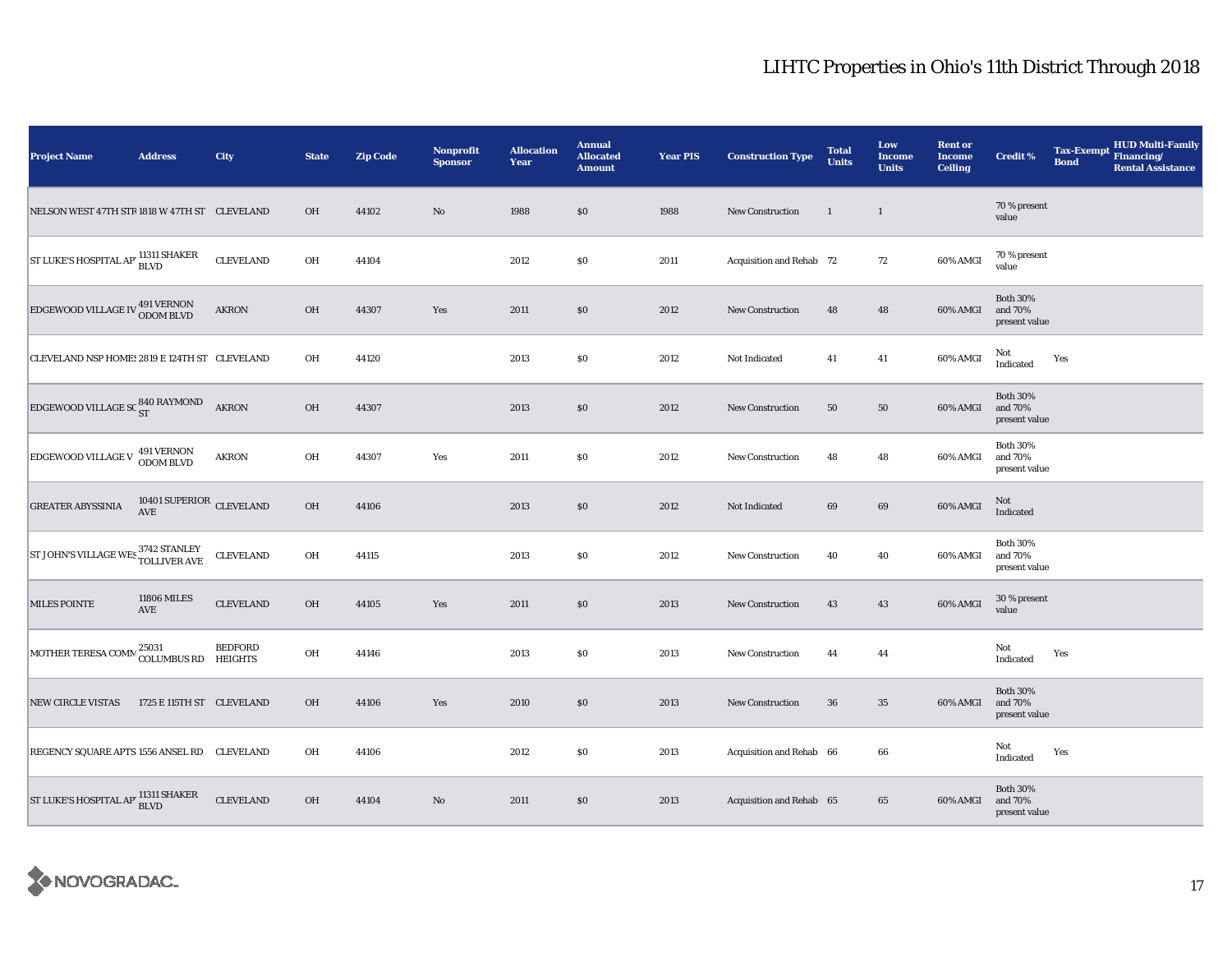# LIHTC Properties in Ohio's 11th District Through 2018

| Project Name | Address | City | State | Zip Code | Nonprofit Sponsor | Allocation Year | Annual Allocated Amount | Year PIS | Construction Type | Total Units | Low Income Units | Rent or Income Ceiling | Credit % | Tax-Exempt Bond | HUD Multi-Family Financing/ Rental Assistance |
|---|---|---|---|---|---|---|---|---|---|---|---|---|---|---|---|
| NELSON WEST 47TH STR | 1818 W 47TH ST | CLEVELAND | OH | 44102 | No | 1988 | $0 | 1988 | New Construction | 1 | 1 | | 70 % present value | | |
| ST LUKE'S HOSPITAL AP | 11311 SHAKER BLVD | CLEVELAND | OH | 44104 | | 2012 | $0 | 2011 | Acquisition and Rehab | 72 | 72 | 60% AMGI | 70 % present value | | |
| EDGEWOOD VILLAGE IV | 491 VERNON ODOM BLVD | AKRON | OH | 44307 | Yes | 2011 | $0 | 2012 | New Construction | 48 | 48 | 60% AMGI | Both 30% and 70% present value | | |
| CLEVELAND NSP HOMES | 2819 E 124TH ST | CLEVELAND | OH | 44120 | | 2013 | $0 | 2012 | Not Indicated | 41 | 41 | 60% AMGI | Not Indicated | Yes | |
| EDGEWOOD VILLAGE SC | 840 RAYMOND ST | AKRON | OH | 44307 | | 2013 | $0 | 2012 | New Construction | 50 | 50 | 60% AMGI | Both 30% and 70% present value | | |
| EDGEWOOD VILLAGE V | 491 VERNON ODOM BLVD | AKRON | OH | 44307 | Yes | 2011 | $0 | 2012 | New Construction | 48 | 48 | 60% AMGI | Both 30% and 70% present value | | |
| GREATER ABYSSINIA | 10401 SUPERIOR AVE | CLEVELAND | OH | 44106 | | 2013 | $0 | 2012 | Not Indicated | 69 | 69 | 60% AMGI | Not Indicated | | |
| ST JOHN'S VILLAGE WES | 3742 STANLEY TOLLIVER AVE | CLEVELAND | OH | 44115 | | 2013 | $0 | 2012 | New Construction | 40 | 40 | 60% AMGI | Both 30% and 70% present value | | |
| MILES POINTE | 11806 MILES AVE | CLEVELAND | OH | 44105 | Yes | 2011 | $0 | 2013 | New Construction | 43 | 43 | 60% AMGI | 30 % present value | | |
| MOTHER TERESA COMM | 25031 COLUMBUS RD | BEDFORD HEIGHTS | OH | 44146 | | 2013 | $0 | 2013 | New Construction | 44 | 44 | | Not Indicated | Yes | |
| NEW CIRCLE VISTAS | 1725 E 115TH ST | CLEVELAND | OH | 44106 | Yes | 2010 | $0 | 2013 | New Construction | 36 | 35 | 60% AMGI | Both 30% and 70% present value | | |
| REGENCY SQUARE APTS | 1556 ANSEL RD | CLEVELAND | OH | 44106 | | 2012 | $0 | 2013 | Acquisition and Rehab | 66 | 66 | | Not Indicated | Yes | |
| ST LUKE'S HOSPITAL AP | 11311 SHAKER BLVD | CLEVELAND | OH | 44104 | No | 2011 | $0 | 2013 | Acquisition and Rehab | 65 | 65 | 60% AMGI | Both 30% and 70% present value | | |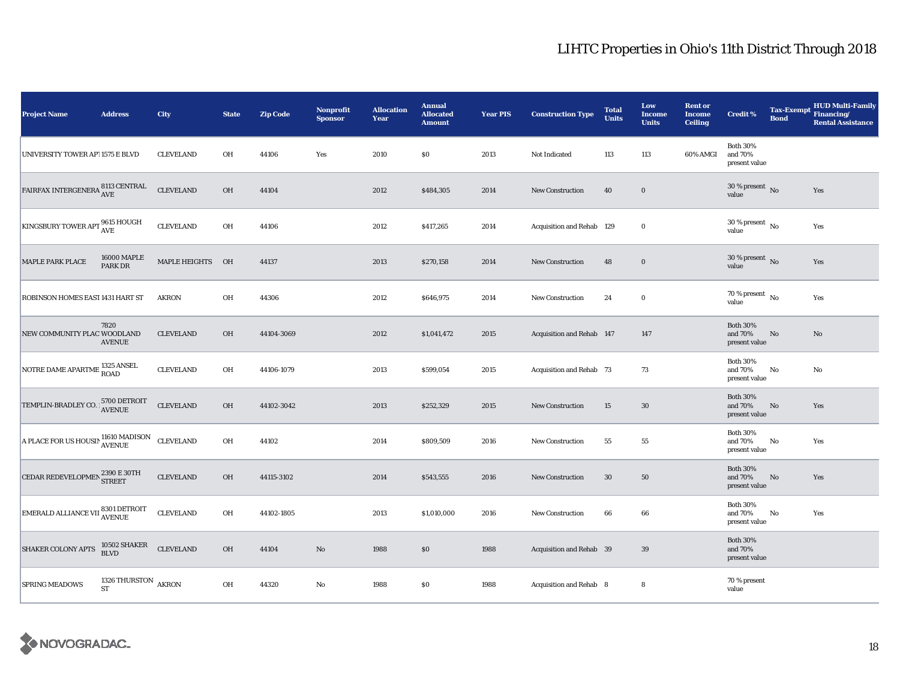# LIHTC Properties in Ohio's 11th District Through 2018

| Project Name | Address | City | State | Zip Code | Nonprofit Sponsor | Allocation Year | Annual Allocated Amount | Year PIS | Construction Type | Total Units | Low Income Units | Rent or Income Ceiling | Credit % | Tax-Exempt Bond | HUD Multi-Family Financing/ Rental Assistance |
|---|---|---|---|---|---|---|---|---|---|---|---|---|---|---|---|
| UNIVERSITY TOWER APT | 1575 E BLVD | CLEVELAND | OH | 44106 | Yes | 2010 | $0 | 2013 | Not Indicated | 113 | 113 | 60% AMGI | Both 30% and 70% present value | | |
| FAIRFAX INTERGENERA | 8113 CENTRAL AVE | CLEVELAND | OH | 44104 | | 2012 | $484,305 | 2014 | New Construction | 40 | 0 | | 30 % present value | No | Yes |
| KINGSBURY TOWER APT | 9615 HOUGH AVE | CLEVELAND | OH | 44106 | | 2012 | $417,265 | 2014 | Acquisition and Rehab | 129 | 0 | | 30 % present value | No | Yes |
| MAPLE PARK PLACE | 16000 MAPLE PARK DR | MAPLE HEIGHTS | OH | 44137 | | 2013 | $270,158 | 2014 | New Construction | 48 | 0 | | 30 % present value | No | Yes |
| ROBINSON HOMES EAST | 1431 HART ST | AKRON | OH | 44306 | | 2012 | $646,975 | 2014 | New Construction | 24 | 0 | | 70 % present value | No | Yes |
| NEW COMMUNITY PLAC | 7820 WOODLAND AVENUE | CLEVELAND | OH | 44104-3069 | | 2012 | $1,041,472 | 2015 | Acquisition and Rehab | 147 | 147 | | Both 30% and 70% present value | No | No |
| NOTRE DAME APARTME | 1325 ANSEL ROAD | CLEVELAND | OH | 44106-1079 | | 2013 | $599,054 | 2015 | Acquisition and Rehab | 73 | 73 | | Both 30% and 70% present value | No | No |
| TEMPLIN-BRADLEY CO. | 5700 DETROIT AVENUE | CLEVELAND | OH | 44102-3042 | | 2013 | $252,329 | 2015 | New Construction | 15 | 30 | | Both 30% and 70% present value | No | Yes |
| A PLACE FOR US HOUSIN | 11610 MADISON AVENUE | CLEVELAND | OH | 44102 | | 2014 | $809,509 | 2016 | New Construction | 55 | 55 | | Both 30% and 70% present value | No | Yes |
| CEDAR REDEVELOPMEN | 2390 E 30TH STREET | CLEVELAND | OH | 44115-3102 | | 2014 | $543,555 | 2016 | New Construction | 30 | 50 | | Both 30% and 70% present value | No | Yes |
| EMERALD ALLIANCE VII | 8301 DETROIT AVENUE | CLEVELAND | OH | 44102-1805 | | 2013 | $1,010,000 | 2016 | New Construction | 66 | 66 | | Both 30% and 70% present value | No | Yes |
| SHAKER COLONY APTS | 10502 SHAKER BLVD | CLEVELAND | OH | 44104 | No | 1988 | $0 | 1988 | Acquisition and Rehab | 39 | 39 | | Both 30% and 70% present value | | |
| SPRING MEADOWS | 1326 THURSTON ST | AKRON | OH | 44320 | No | 1988 | $0 | 1988 | Acquisition and Rehab | 8 | 8 | | 70 % present value | | |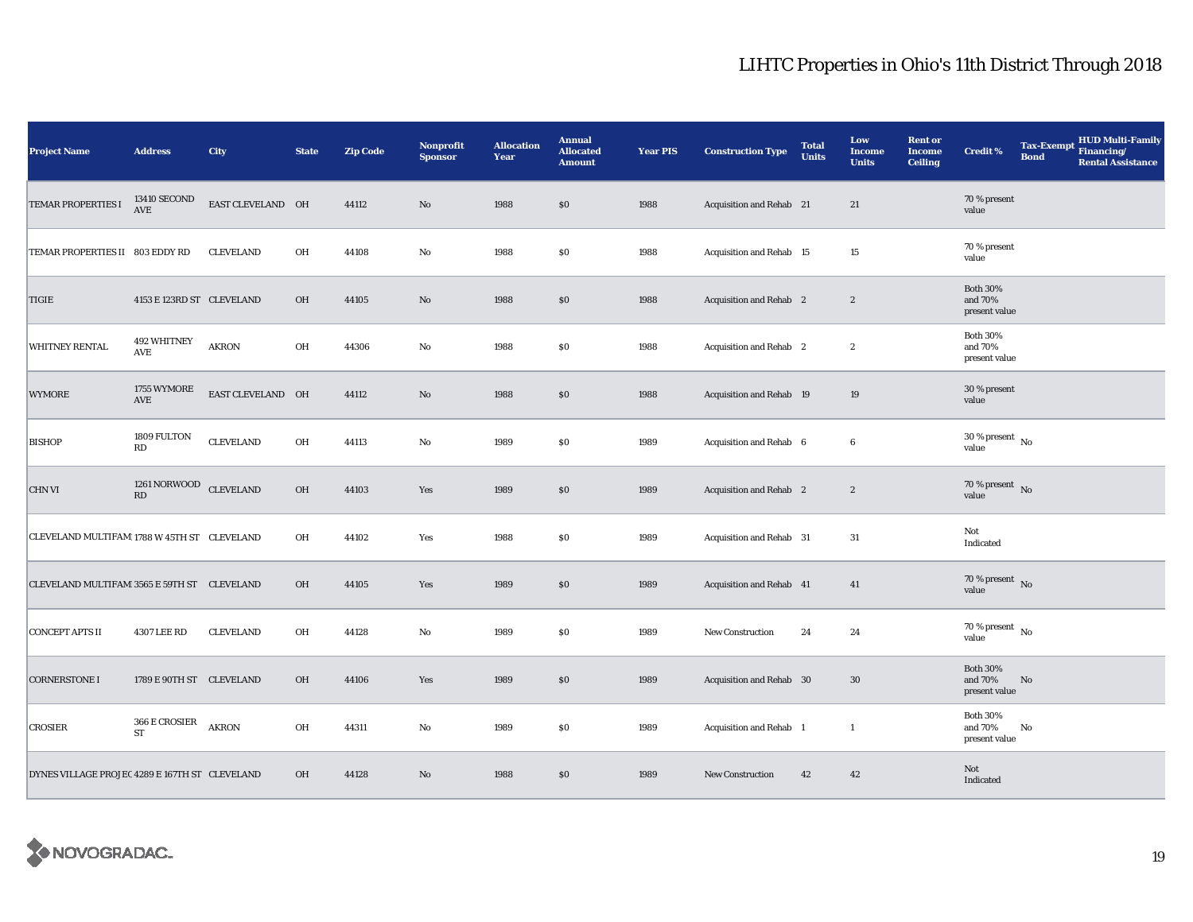# LIHTC Properties in Ohio's 11th District Through 2018

| Project Name | Address | City | State | Zip Code | Nonprofit Sponsor | Allocation Year | Annual Allocated Amount | Year PIS | Construction Type | Total Units | Low Income Units | Rent or Income Ceiling | Credit % | Tax-Exempt Bond | HUD Multi-Family Financing/ Rental Assistance |
|---|---|---|---|---|---|---|---|---|---|---|---|---|---|---|---|
| TEMAR PROPERTIES I | 13410 SECOND AVE | EAST CLEVELAND | OH | 44112 | No | 1988 | $0 | 1988 | Acquisition and Rehab | 21 | 21 | | 70 % present value | | |
| TEMAR PROPERTIES II | 803 EDDY RD | CLEVELAND | OH | 44108 | No | 1988 | $0 | 1988 | Acquisition and Rehab | 15 | 15 | | 70 % present value | | |
| TIGIE | 4153 E 123RD ST | CLEVELAND | OH | 44105 | No | 1988 | $0 | 1988 | Acquisition and Rehab | 2 | 2 | | Both 30% and 70% present value | | |
| WHITNEY RENTAL | 492 WHITNEY AVE | AKRON | OH | 44306 | No | 1988 | $0 | 1988 | Acquisition and Rehab | 2 | 2 | | Both 30% and 70% present value | | |
| WYMORE | 1755 WYMORE AVE | EAST CLEVELAND | OH | 44112 | No | 1988 | $0 | 1988 | Acquisition and Rehab | 19 | 19 | | 30 % present value | | |
| BISHOP | 1809 FULTON RD | CLEVELAND | OH | 44113 | No | 1989 | $0 | 1989 | Acquisition and Rehab | 6 | 6 | | 30 % present value | No | |
| CHN VI | 1261 NORWOOD RD | CLEVELAND | OH | 44103 | Yes | 1989 | $0 | 1989 | Acquisition and Rehab | 2 | 2 | | 70 % present value | No | |
| CLEVELAND MULTIFAM | 1788 W 45TH ST | CLEVELAND | OH | 44102 | Yes | 1988 | $0 | 1989 | Acquisition and Rehab | 31 | 31 | | Not Indicated | | |
| CLEVELAND MULTIFAM | 3565 E 59TH ST | CLEVELAND | OH | 44105 | Yes | 1989 | $0 | 1989 | Acquisition and Rehab | 41 | 41 | | 70 % present value | No | |
| CONCEPT APTS II | 4307 LEE RD | CLEVELAND | OH | 44128 | No | 1989 | $0 | 1989 | New Construction | 24 | 24 | | 70 % present value | No | |
| CORNERSTONE I | 1789 E 90TH ST | CLEVELAND | OH | 44106 | Yes | 1989 | $0 | 1989 | Acquisition and Rehab | 30 | 30 | | Both 30% and 70% present value | No | |
| CROSIER | 366 E CROSIER ST | AKRON | OH | 44311 | No | 1989 | $0 | 1989 | Acquisition and Rehab | 1 | 1 | | Both 30% and 70% present value | No | |
| DYNES VILLAGE PROJEC | 4289 E 167TH ST | CLEVELAND | OH | 44128 | No | 1988 | $0 | 1989 | New Construction | 42 | 42 | | Not Indicated | | |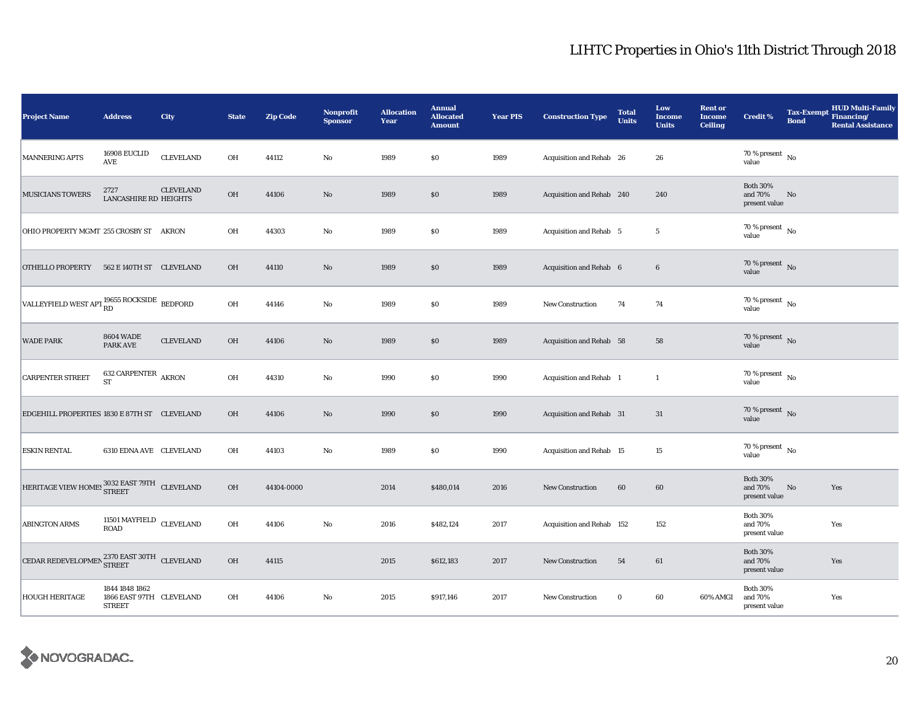# LIHTC Properties in Ohio's 11th District Through 2018

| Project Name | Address | City | State | Zip Code | Nonprofit Sponsor | Allocation Year | Annual Allocated Amount | Year PIS | Construction Type | Total Units | Low Income Units | Rent or Income Ceiling | Credit % | Tax-Exempt Bond | HUD Multi-Family Financing/ Rental Assistance |
|---|---|---|---|---|---|---|---|---|---|---|---|---|---|---|---|
| MANNERING APTS | 16908 EUCLID AVE | CLEVELAND | OH | 44112 | No | 1989 | $0 | 1989 | Acquisition and Rehab | 26 | 26 | | 70 % present value | No | |
| MUSICIANS TOWERS | 2727 LANCASHIRE RD | CLEVELAND HEIGHTS | OH | 44106 | No | 1989 | $0 | 1989 | Acquisition and Rehab | 240 | 240 | | Both 30% and 70% present value | No | |
| OHIO PROPERTY MGMT | 255 CROSBY ST | AKRON | OH | 44303 | No | 1989 | $0 | 1989 | Acquisition and Rehab | 5 | 5 | | 70 % present value | No | |
| OTHELLO PROPERTY | 562 E 140TH ST | CLEVELAND | OH | 44110 | No | 1989 | $0 | 1989 | Acquisition and Rehab | 6 | 6 | | 70 % present value | No | |
| VALLEYFIELD WEST APT | 19655 ROCKSIDE RD | BEDFORD | OH | 44146 | No | 1989 | $0 | 1989 | New Construction | 74 | 74 | | 70 % present value | No | |
| WADE PARK | 8604 WADE PARK AVE | CLEVELAND | OH | 44106 | No | 1989 | $0 | 1989 | Acquisition and Rehab | 58 | 58 | | 70 % present value | No | |
| CARPENTER STREET | 632 CARPENTER ST | AKRON | OH | 44310 | No | 1990 | $0 | 1990 | Acquisition and Rehab | 1 | 1 | | 70 % present value | No | |
| EDGEHILL PROPERTIES | 1830 E 87TH ST | CLEVELAND | OH | 44106 | No | 1990 | $0 | 1990 | Acquisition and Rehab | 31 | 31 | | 70 % present value | No | |
| ESKIN RENTAL | 6310 EDNA AVE | CLEVELAND | OH | 44103 | No | 1989 | $0 | 1990 | Acquisition and Rehab | 15 | 15 | | 70 % present value | No | |
| HERITAGE VIEW HOMES | 3032 EAST 79TH STREET | CLEVELAND | OH | 44104-0000 | | 2014 | $480,014 | 2016 | New Construction | 60 | 60 | | Both 30% and 70% present value | No | Yes |
| ABINGTON ARMS | 11501 MAYFIELD ROAD | CLEVELAND | OH | 44106 | No | 2016 | $482,124 | 2017 | Acquisition and Rehab | 152 | 152 | | Both 30% and 70% present value | | Yes |
| CEDAR REDEVELOPMEN | 2370 EAST 30TH STREET | CLEVELAND | OH | 44115 | | 2015 | $612,183 | 2017 | New Construction | 54 | 61 | | Both 30% and 70% present value | | Yes |
| HOUGH HERITAGE | 1844 1848 1862 1866 EAST 97TH STREET | CLEVELAND | OH | 44106 | No | 2015 | $917,146 | 2017 | New Construction | 0 | 60 | 60% AMGI | Both 30% and 70% present value | | Yes |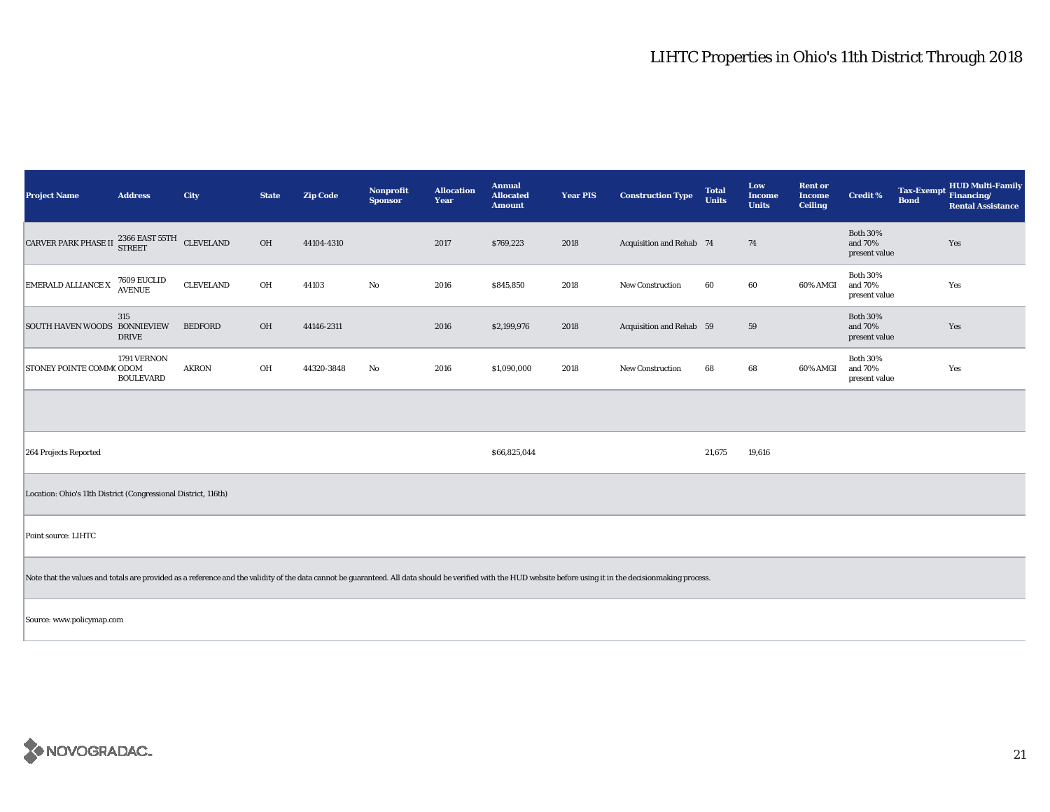| Project Name | Address | City | State | Zip Code | Nonprofit Sponsor | Allocation Year | Annual Allocated Amount | Year PIS | Construction Type | Total Units | Low Income Units | Rent or Income Ceiling | Credit % | Tax-Exempt Bond | HUD Multi-Family Financing/ Rental Assistance |
|---|---|---|---|---|---|---|---|---|---|---|---|---|---|---|---|
| CARVER PARK PHASE II | 2366 EAST 55TH STREET | CLEVELAND | OH | 44104-4310 | | 2017 | $769,223 | 2018 | Acquisition and Rehab | 74 | 74 | | Both 30% and 70% present value | | Yes |
| EMERALD ALLIANCE X | 7609 EUCLID AVENUE | CLEVELAND | OH | 44103 | No | 2016 | $845,850 | 2018 | New Construction | 60 | 60 | 60% AMGI | Both 30% and 70% present value | | Yes |
| SOUTH HAVEN WOODS | 315 BONNIEVIEW DRIVE | BEDFORD | OH | 44146-2311 | | 2016 | $2,199,976 | 2018 | Acquisition and Rehab | 59 | 59 | | Both 30% and 70% present value | | Yes |
| STONEY POINTE COMMO | 1791 VERNON ODOM BOULEVARD | AKRON | OH | 44320-3848 | No | 2016 | $1,090,000 | 2018 | New Construction | 68 | 68 | 60% AMGI | Both 30% and 70% present value | | Yes |
| | | | | | | | | | | | | | | | |
| 264 Projects Reported | | | | | | | $66,825,044 | | | 21,675 | 19,616 | | | | |

Location: Ohio's 11th District (Congressional District, 116th)

Point source: LIHTC

Note that the values and totals are provided as a reference and the validity of the data cannot be guaranteed. All data should be verified with the HUD website before using it in the decisionmaking process.

Source: www.policymap.com